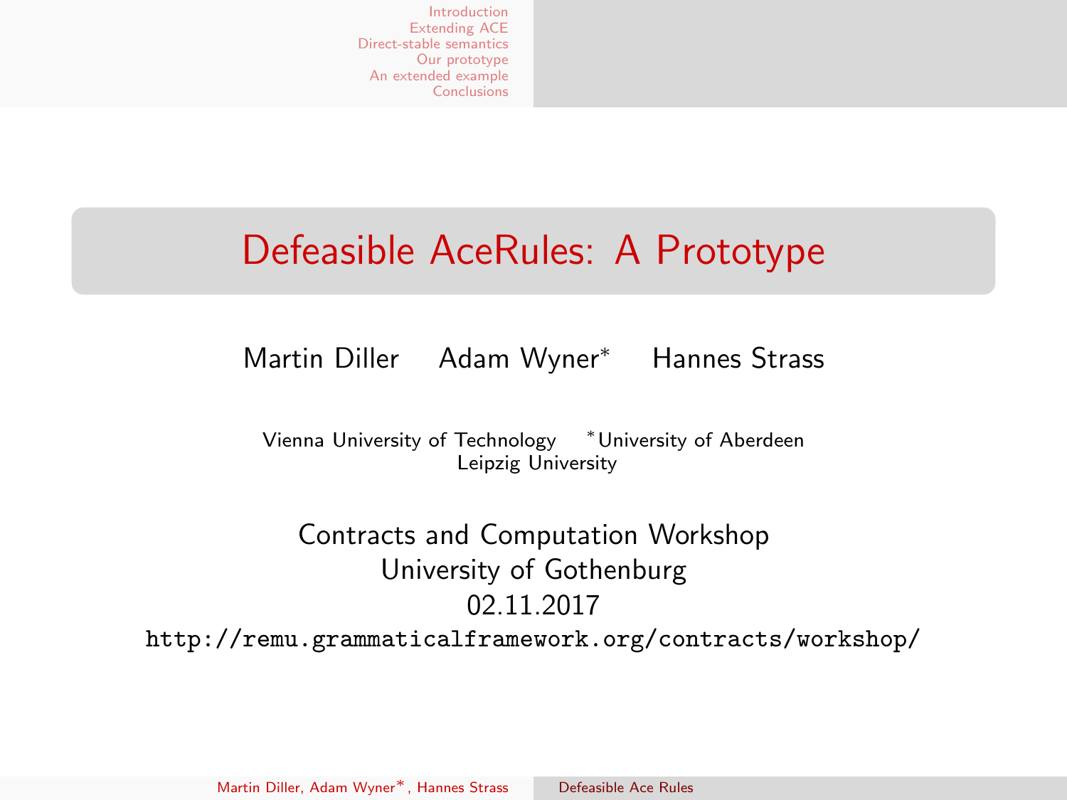# Defeasible AceRules: A Prototype

Martin Diller   Adam Wyner*   Hannes Strass

Vienna University of Technology   *University of Aberdeen
Leipzig University

Contracts and Computation Workshop
University of Gothenburg
02.11.2017
http://remu.grammaticalframework.org/contracts/workshop/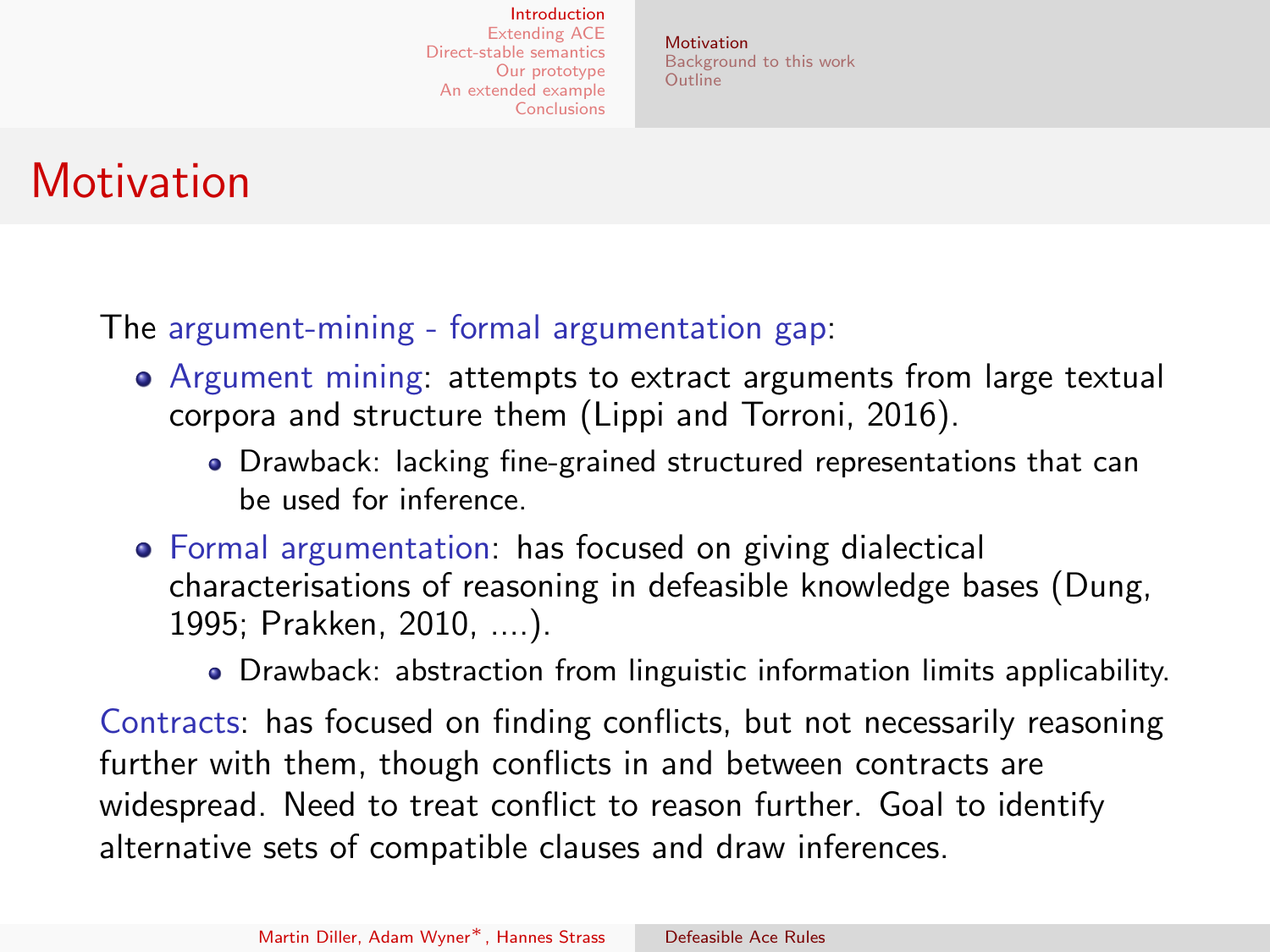# Motivation

The argument-mining - formal argumentation gap:

- Argument mining: attempts to extract arguments from large textual corpora and structure them (Lippi and Torroni, 2016).
  - Drawback: lacking fine-grained structured representations that can be used for inference.
- Formal argumentation: has focused on giving dialectical characterisations of reasoning in defeasible knowledge bases (Dung, 1995; Prakken, 2010, ....).
  - Drawback: abstraction from linguistic information limits applicability.

Contracts: has focused on finding conflicts, but not necessarily reasoning further with them, though conflicts in and between contracts are widespread. Need to treat conflict to reason further. Goal to identify alternative sets of compatible clauses and draw inferences.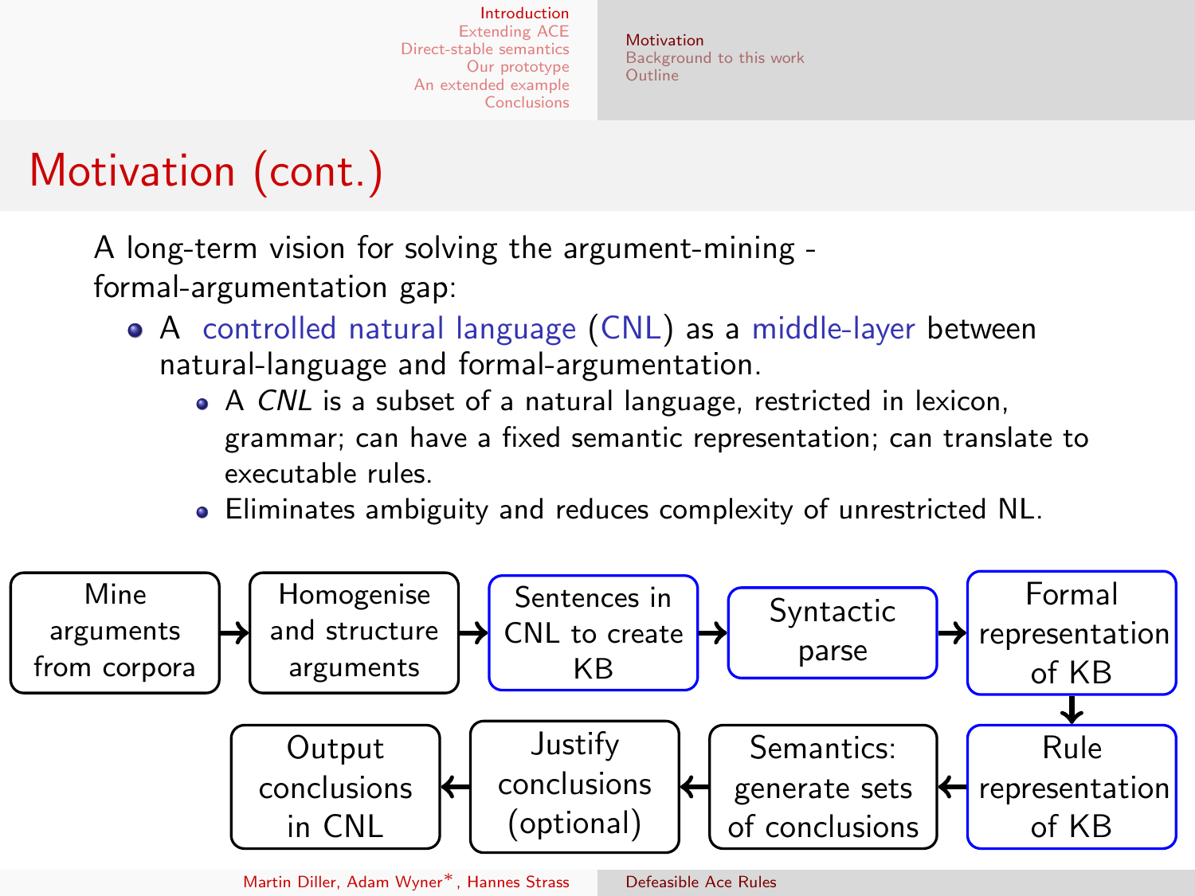# Motivation (cont.)

A long-term vision for solving the argument-mining - formal-argumentation gap:

- A controlled natural language (CNL) as a middle-layer between natural-language and formal-argumentation.
  - A *CNL* is a subset of a natural language, restricted in lexicon, grammar; can have a fixed semantic representation; can translate to executable rules.
  - Eliminates ambiguity and reduces complexity of unrestricted NL.

Mine arguments from corpora → Homogenise and structure arguments → Sentences in CNL to create KB → Syntactic parse → Formal representation of KB → Rule representation of KB → Semantics: generate sets of conclusions → Justify conclusions (optional) → Output conclusions in CNL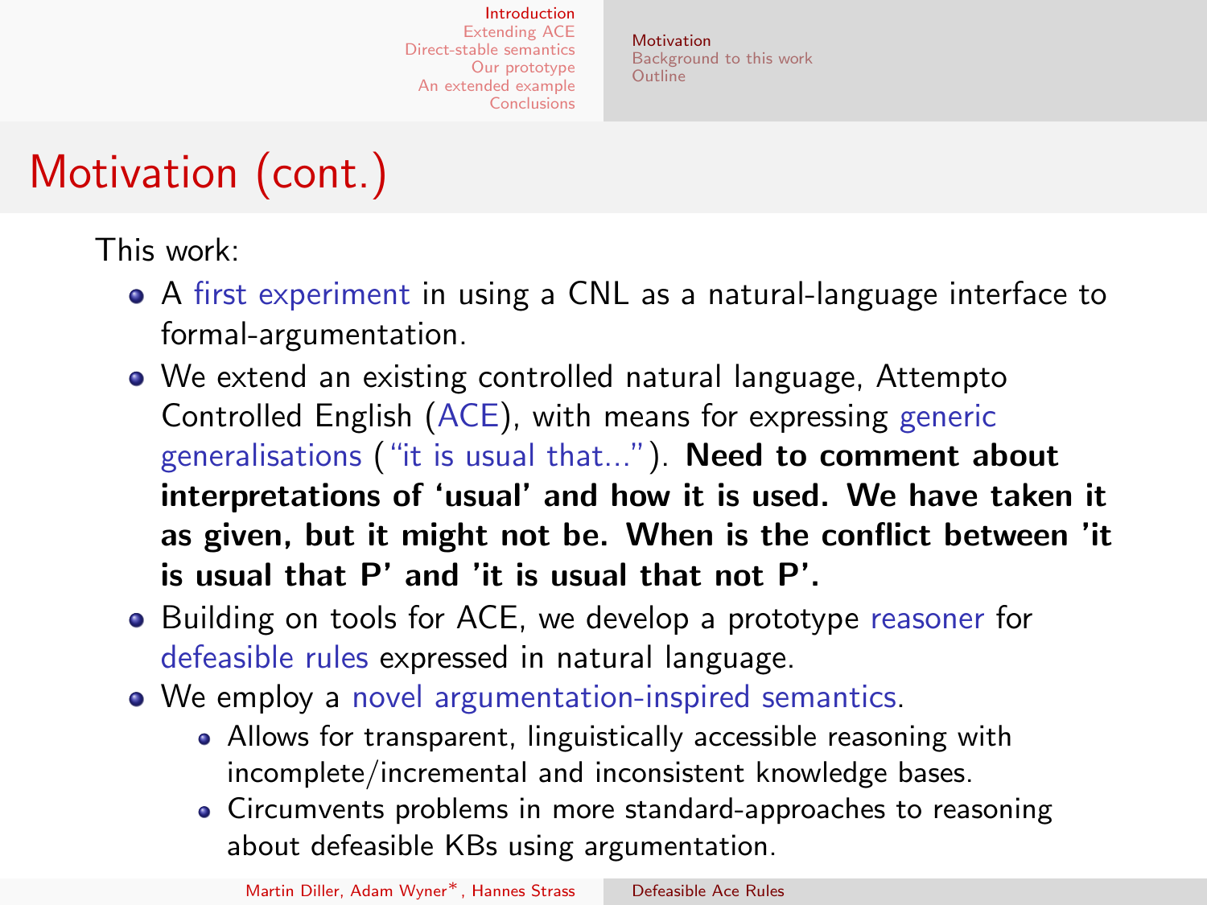# Motivation (cont.)

This work:

- A first experiment in using a CNL as a natural-language interface to formal-argumentation.
- We extend an existing controlled natural language, Attempto Controlled English (ACE), with means for expressing generic generalisations ("it is usual that..."). **Need to comment about interpretations of 'usual' and how it is used. We have taken it as given, but it might not be. When is the conflict between 'it is usual that P' and 'it is usual that not P'.**
- Building on tools for ACE, we develop a prototype reasoner for defeasible rules expressed in natural language.
- We employ a novel argumentation-inspired semantics.
  - Allows for transparent, linguistically accessible reasoning with incomplete/incremental and inconsistent knowledge bases.
  - Circumvents problems in more standard-approaches to reasoning about defeasible KBs using argumentation.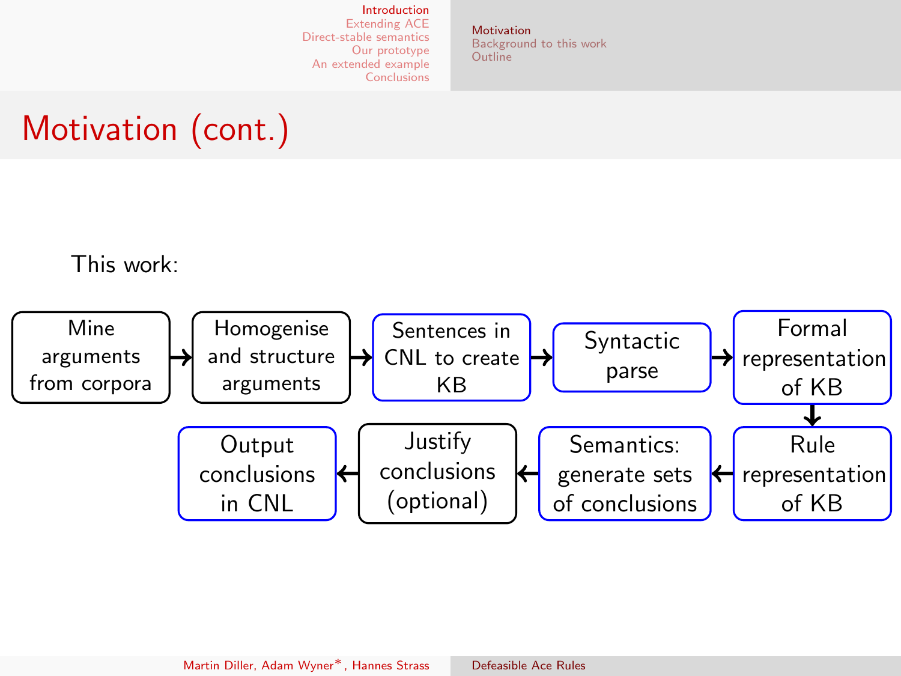# Motivation (cont.)

This work:

Mine arguments from corpora → Homogenise and structure arguments → Sentences in CNL to create KB → Syntactic parse → Formal representation of KB → Rule representation of KB → Semantics: generate sets of conclusions → Justify conclusions (optional) → Output conclusions in CNL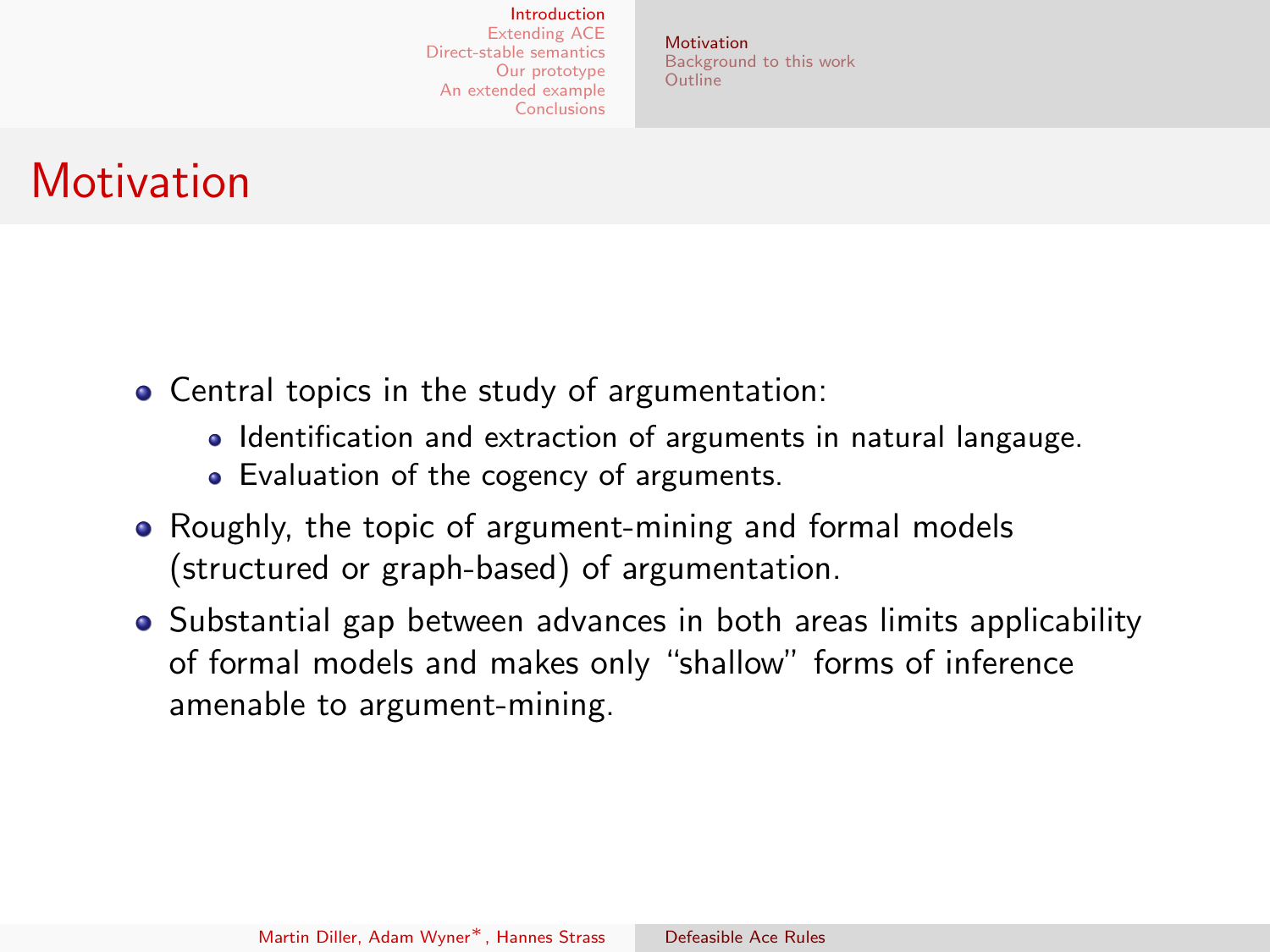# Motivation

- Central topics in the study of argumentation:
  - Identification and extraction of arguments in natural langauge.
  - Evaluation of the cogency of arguments.
- Roughly, the topic of argument-mining and formal models (structured or graph-based) of argumentation.
- Substantial gap between advances in both areas limits applicability of formal models and makes only "shallow" forms of inference amenable to argument-mining.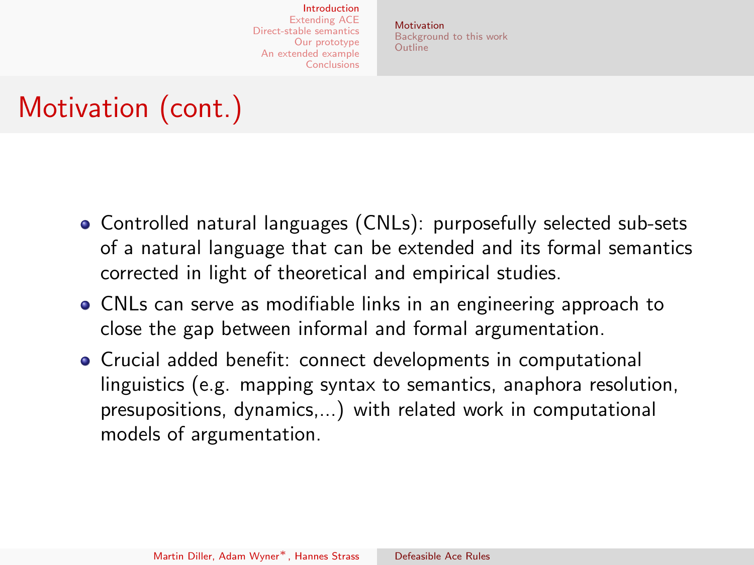# Motivation (cont.)

- Controlled natural languages (CNLs): purposefully selected sub-sets of a natural language that can be extended and its formal semantics corrected in light of theoretical and empirical studies.
- CNLs can serve as modifiable links in an engineering approach to close the gap between informal and formal argumentation.
- Crucial added benefit: connect developments in computational linguistics (e.g. mapping syntax to semantics, anaphora resolution, presuppositions, dynamics,...) with related work in computational models of argumentation.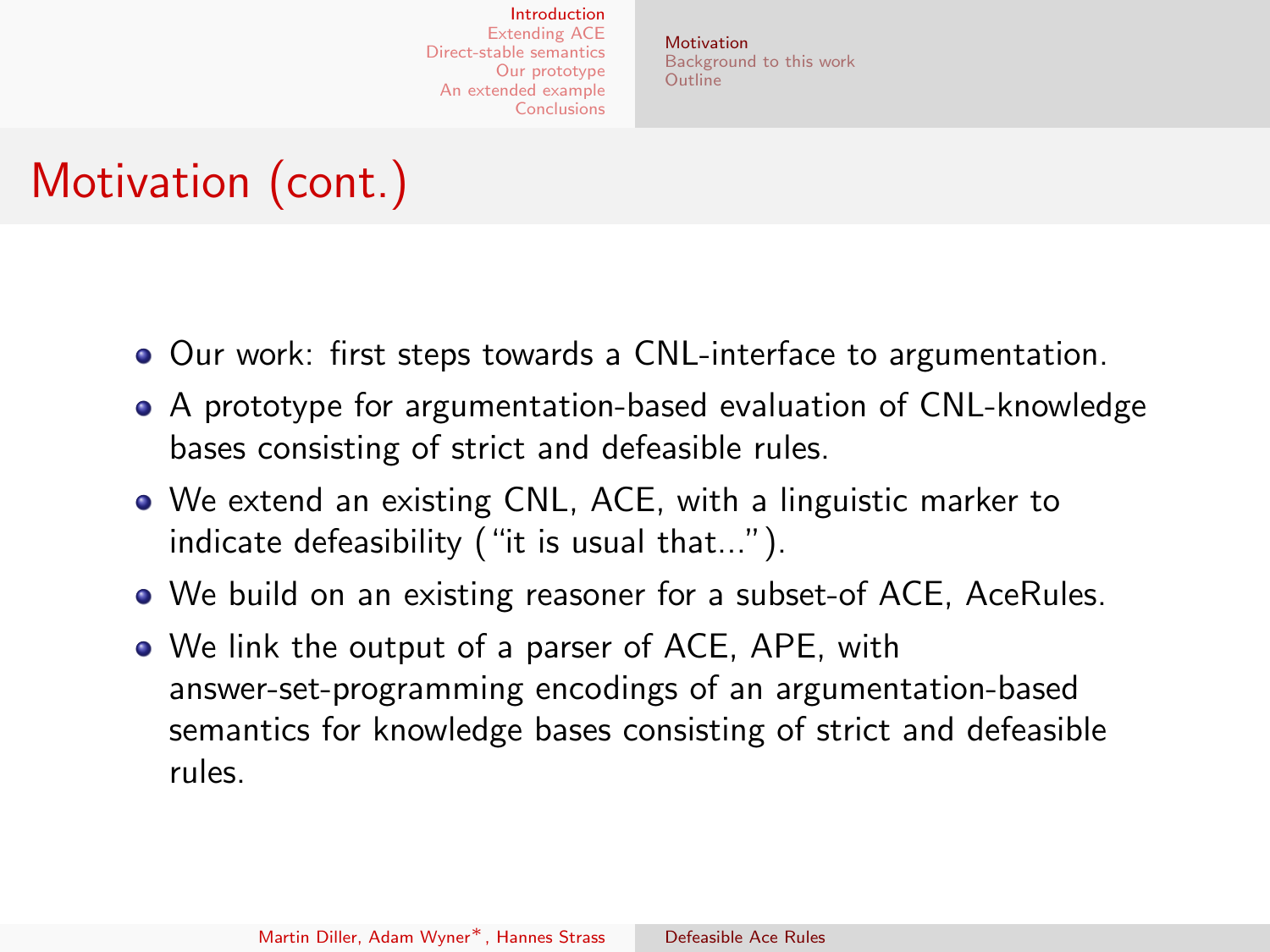# Motivation (cont.)

- Our work: first steps towards a CNL-interface to argumentation.
- A prototype for argumentation-based evaluation of CNL-knowledge bases consisting of strict and defeasible rules.
- We extend an existing CNL, ACE, with a linguistic marker to indicate defeasibility ("it is usual that...").
- We build on an existing reasoner for a subset-of ACE, AceRules.
- We link the output of a parser of ACE, APE, with answer-set-programming encodings of an argumentation-based semantics for knowledge bases consisting of strict and defeasible rules.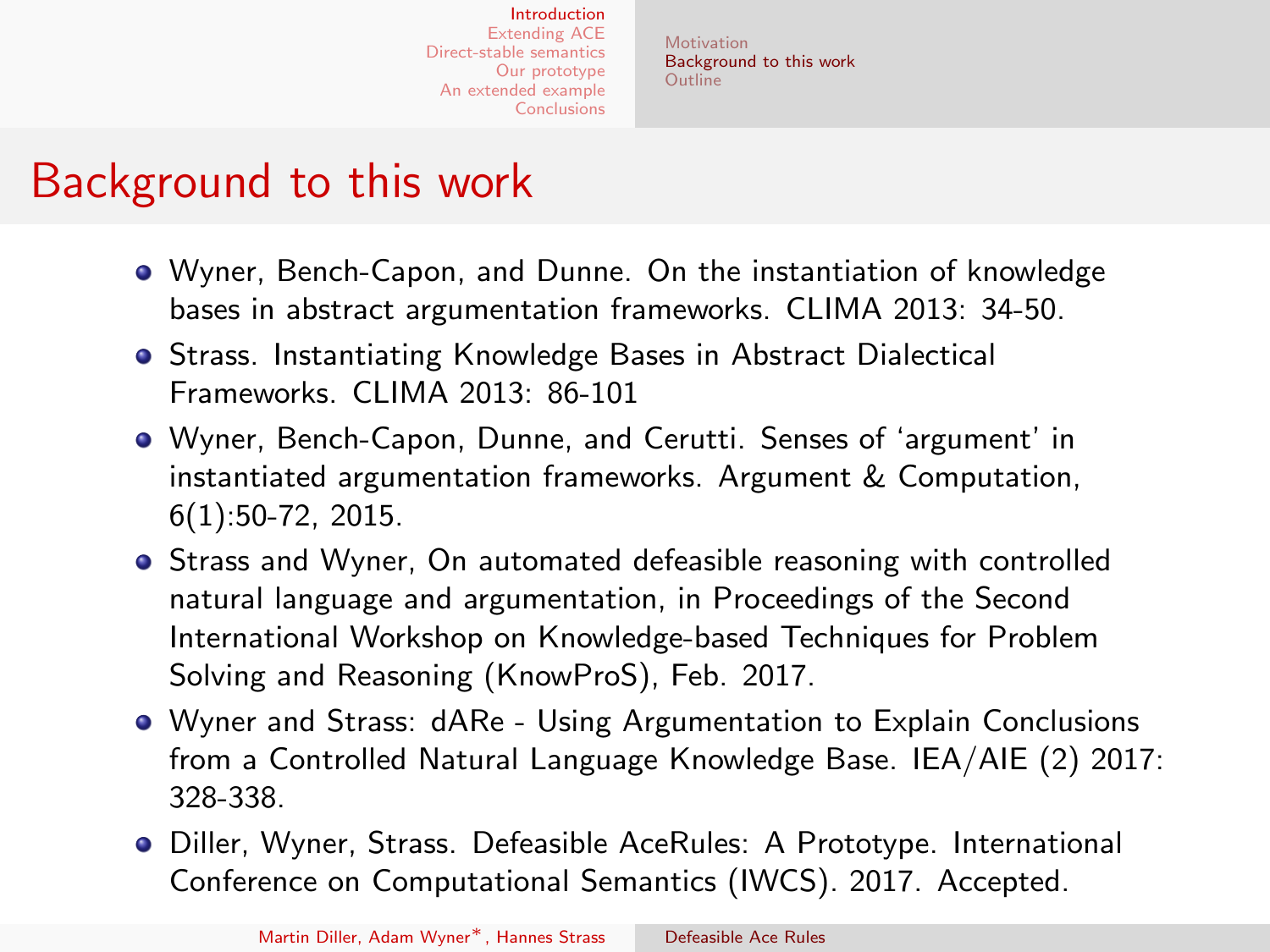# Background to this work

- Wyner, Bench-Capon, and Dunne. On the instantiation of knowledge bases in abstract argumentation frameworks. CLIMA 2013: 34-50.
- Strass. Instantiating Knowledge Bases in Abstract Dialectical Frameworks. CLIMA 2013: 86-101
- Wyner, Bench-Capon, Dunne, and Cerutti. Senses of 'argument' in instantiated argumentation frameworks. Argument & Computation, 6(1):50-72, 2015.
- Strass and Wyner, On automated defeasible reasoning with controlled natural language and argumentation, in Proceedings of the Second International Workshop on Knowledge-based Techniques for Problem Solving and Reasoning (KnowProS), Feb. 2017.
- Wyner and Strass: dARe - Using Argumentation to Explain Conclusions from a Controlled Natural Language Knowledge Base. IEA/AIE (2) 2017: 328-338.
- Diller, Wyner, Strass. Defeasible AceRules: A Prototype. International Conference on Computational Semantics (IWCS). 2017. Accepted.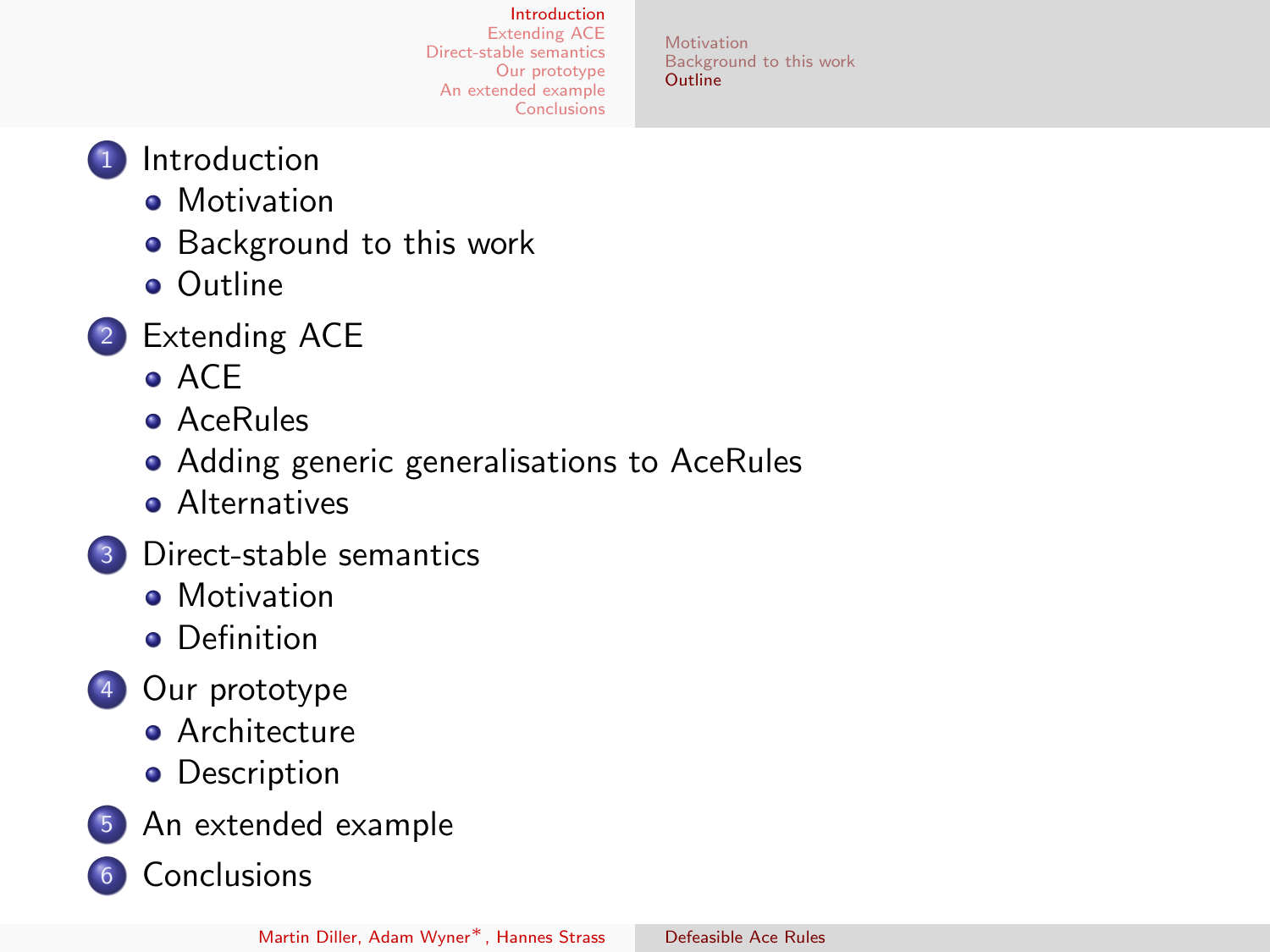1. Introduction
   - Motivation
   - Background to this work
   - Outline
2. Extending ACE
   - ACE
   - AceRules
   - Adding generic generalisations to AceRules
   - Alternatives
3. Direct-stable semantics
   - Motivation
   - Definition
4. Our prototype
   - Architecture
   - Description
5. An extended example
6. Conclusions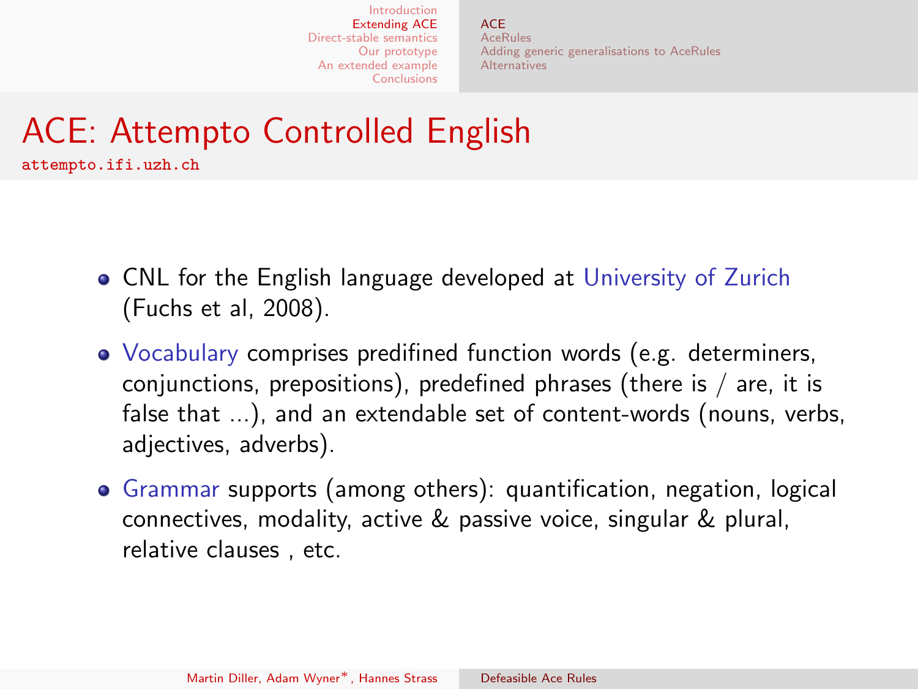# ACE: Attempto Controlled English

attempto.ifi.uzh.ch

- CNL for the English language developed at University of Zurich (Fuchs et al, 2008).
- Vocabulary comprises predifined function words (e.g. determiners, conjunctions, prepositions), predefined phrases (there is / are, it is false that ...), and an extendable set of content-words (nouns, verbs, adjectives, adverbs).
- Grammar supports (among others): quantification, negation, logical connectives, modality, active & passive voice, singular & plural, relative clauses , etc.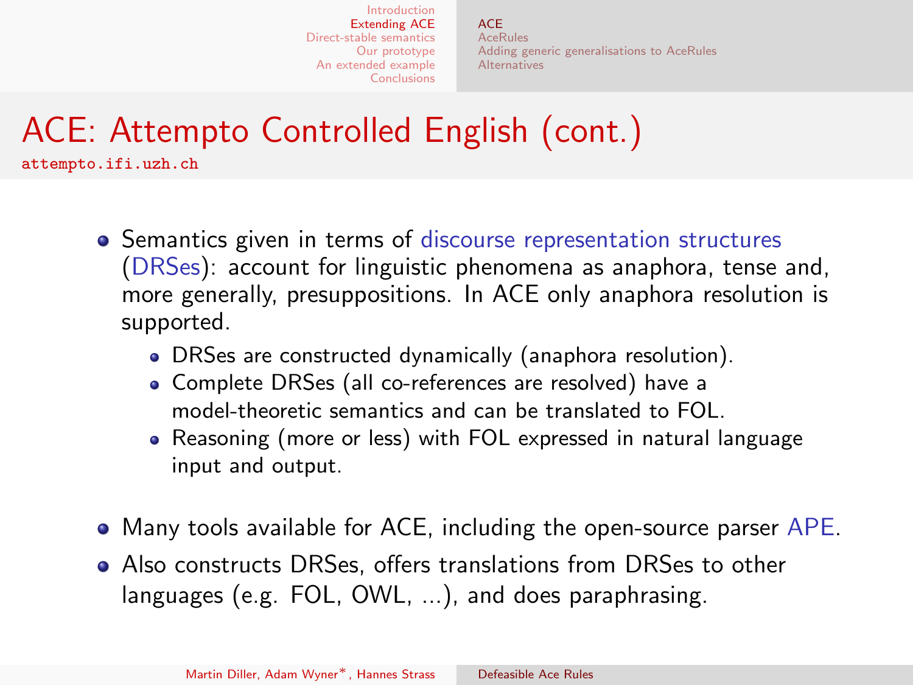# ACE: Attempto Controlled English (cont.)

attempto.ifi.uzh.ch

- Semantics given in terms of discourse representation structures (DRSes): account for linguistic phenomena as anaphora, tense and, more generally, presuppositions. In ACE only anaphora resolution is supported.
  - DRSes are constructed dynamically (anaphora resolution).
  - Complete DRSes (all co-references are resolved) have a model-theoretic semantics and can be translated to FOL.
  - Reasoning (more or less) with FOL expressed in natural language input and output.
- Many tools available for ACE, including the open-source parser APE.
- Also constructs DRSes, offers translations from DRSes to other languages (e.g. FOL, OWL, ...), and does paraphrasing.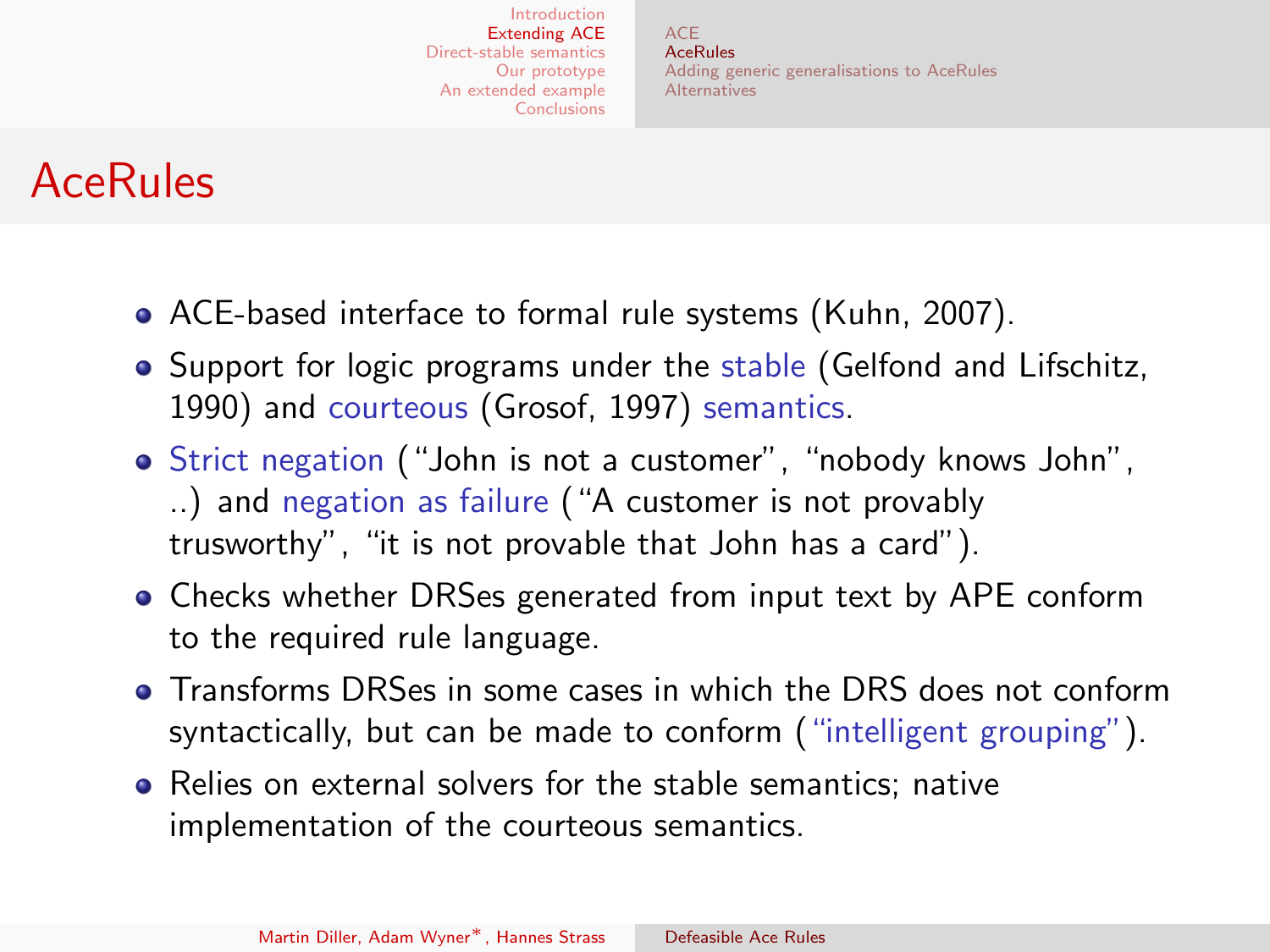# AceRules

- ACE-based interface to formal rule systems (Kuhn, 2007).
- Support for logic programs under the stable (Gelfond and Lifschitz, 1990) and courteous (Grosof, 1997) semantics.
- Strict negation ("John is not a customer", "nobody knows John", ..) and negation as failure ("A customer is not provably truswothy", "it is not provable that John has a card").
- Checks whether DRSes generated from input text by APE conform to the required rule language.
- Transforms DRSes in some cases in which the DRS does not conform syntactically, but can be made to conform ("intelligent grouping").
- Relies on external solvers for the stable semantics; native implementation of the courteous semantics.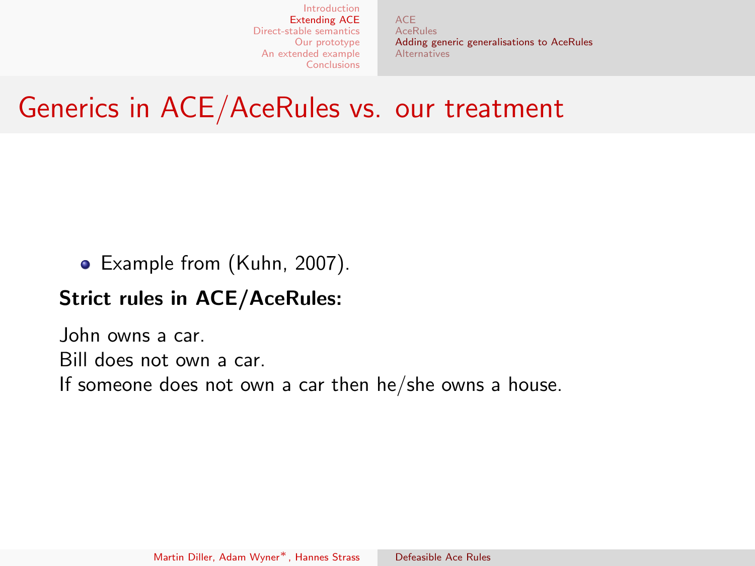# Generics in ACE/AceRules vs. our treatment

- Example from (Kuhn, 2007).

**Strict rules in ACE/AceRules:**

John owns a car.
Bill does not own a car.
If someone does not own a car then he/she owns a house.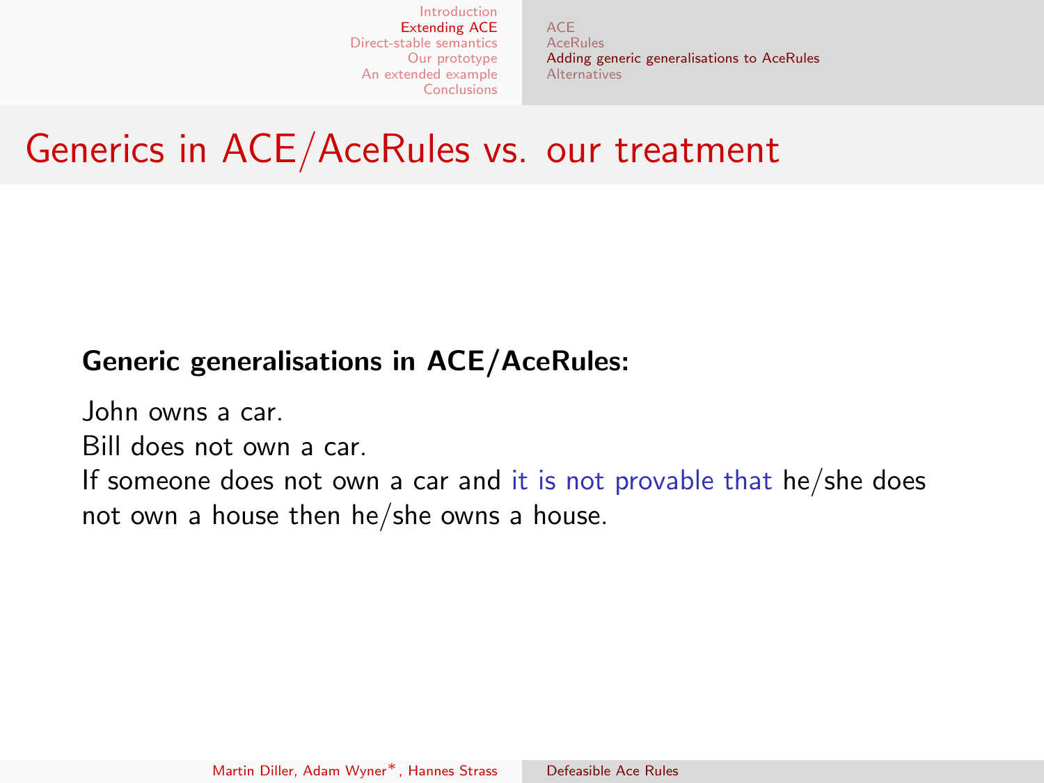# Generics in ACE/AceRules vs. our treatment

**Generic generalisations in ACE/AceRules:**

John owns a car.
Bill does not own a car.
If someone does not own a car and it is not provable that he/she does not own a house then he/she owns a house.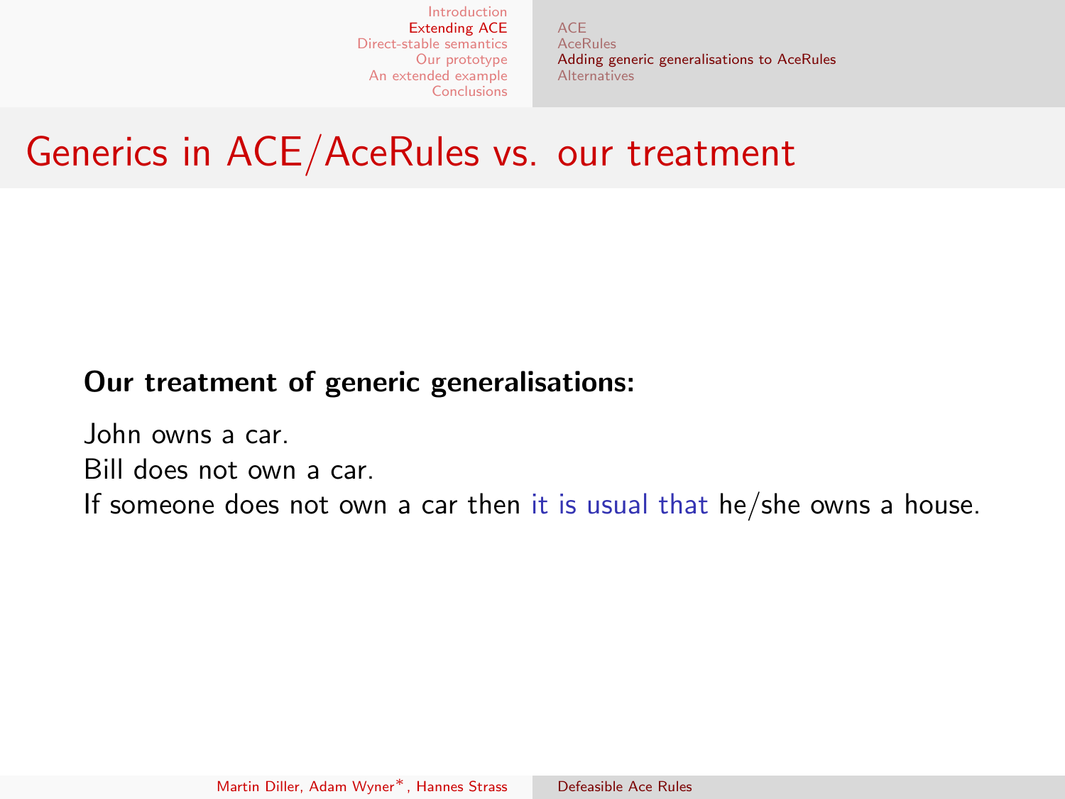# Generics in ACE/AceRules vs. our treatment

**Our treatment of generic generalisations:**

John owns a car.
Bill does not own a car.
If someone does not own a car then it is usual that he/she owns a house.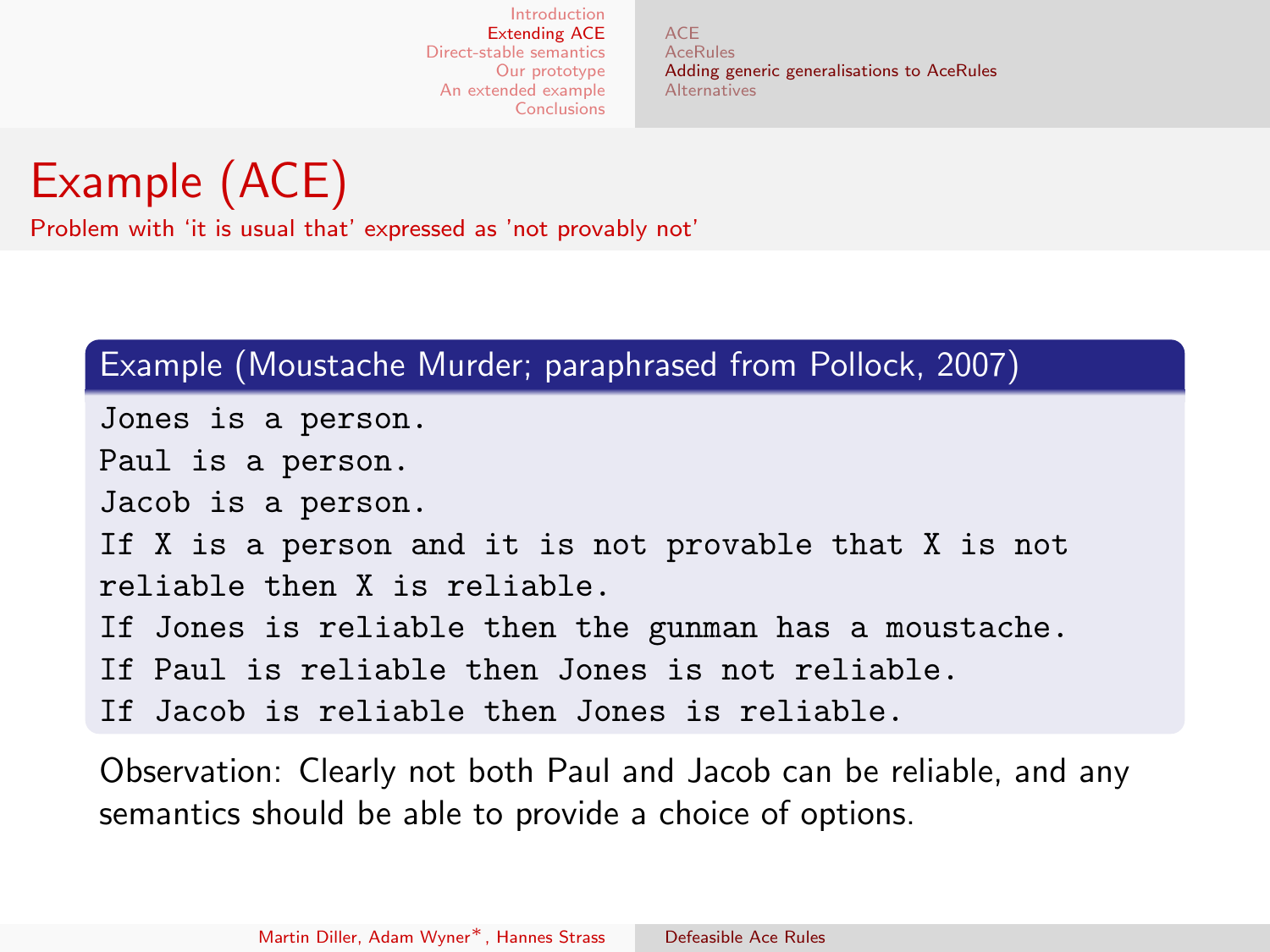# Example (ACE)

Problem with ‘it is usual that’ expressed as 'not provably not'

### Example (Moustache Murder; paraphrased from Pollock, 2007)

```
Jones is a person.
Paul is a person.
Jacob is a person.
If X is a person and it is not provable that X is not
reliable then X is reliable.
If Jones is reliable then the gunman has a moustache.
If Paul is reliable then Jones is not reliable.
If Jacob is reliable then Jones is reliable.
```

Observation: Clearly not both Paul and Jacob can be reliable, and any semantics should be able to provide a choice of options.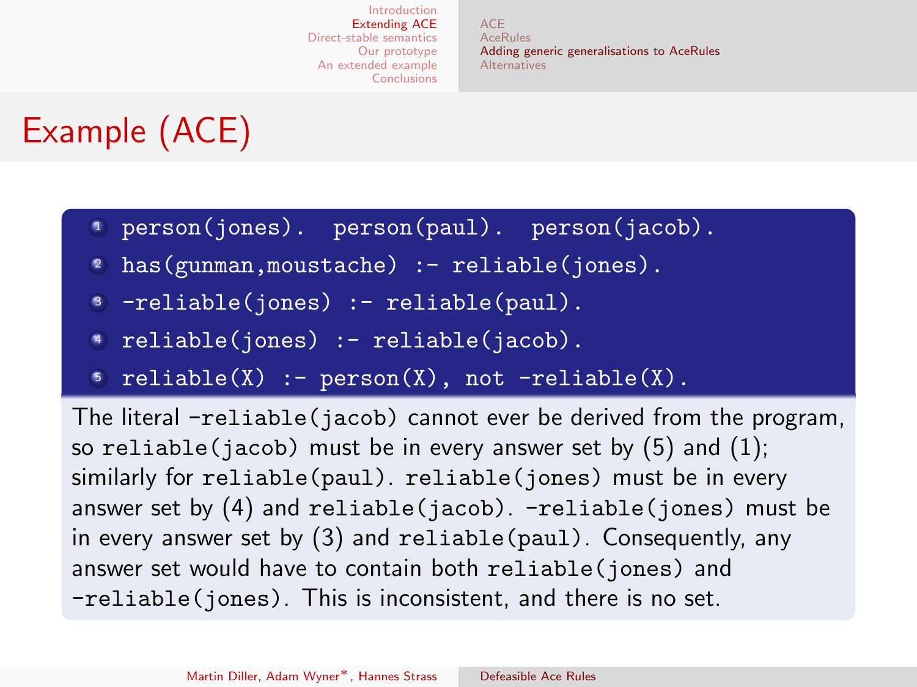# Example (ACE)

1. `person(jones). person(paul). person(jacob).`
2. `has(gunman,moustache) :- reliable(jones).`
3. `-reliable(jones) :- reliable(paul).`
4. `reliable(jones) :- reliable(jacob).`
5. `reliable(X) :- person(X), not -reliable(X).`

The literal `-reliable(jacob)` cannot ever be derived from the program, so `reliable(jacob)` must be in every answer set by (5) and (1); similarly for `reliable(paul)`. `reliable(jones)` must be in every answer set by (4) and `reliable(jacob)`. `-reliable(jones)` must be in every answer set by (3) and `reliable(paul)`. Consequently, any answer set would have to contain both `reliable(jones)` and `-reliable(jones)`. This is inconsistent, and there is no set.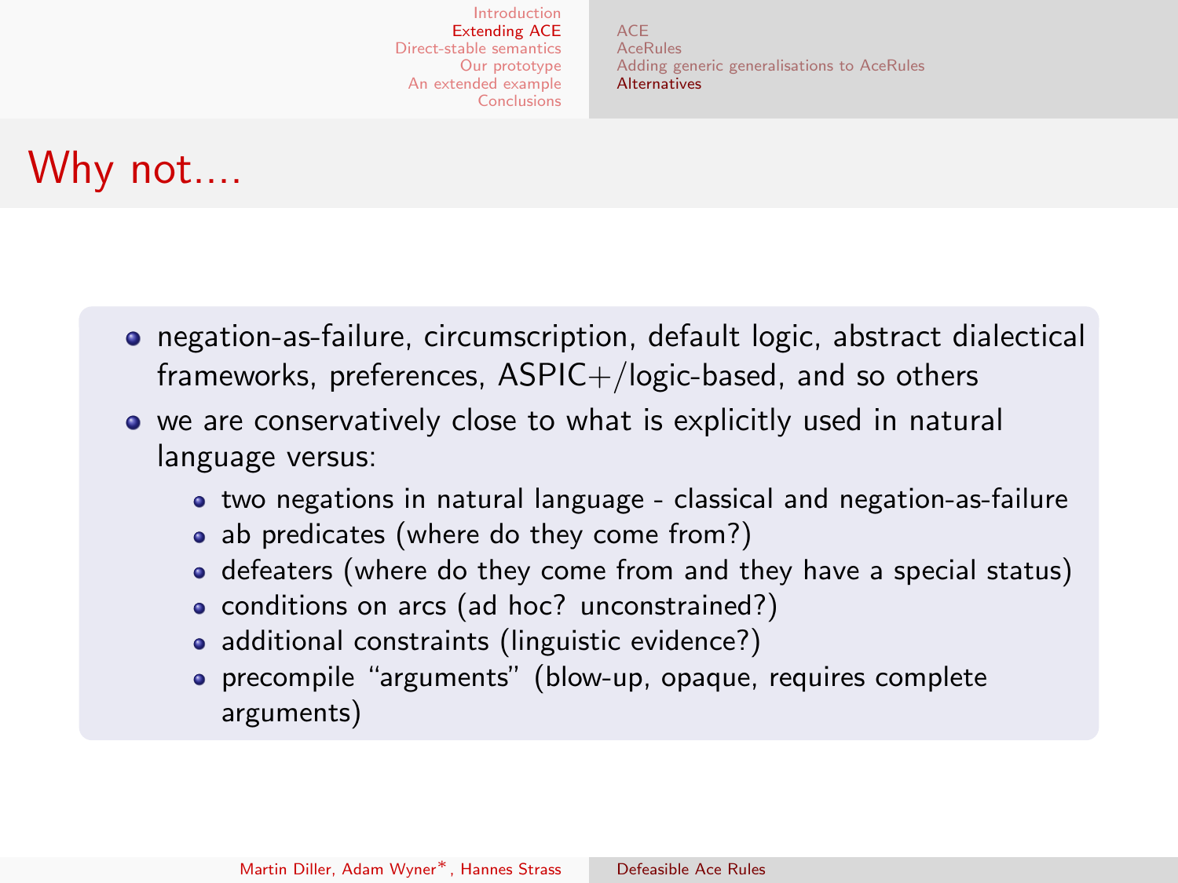# Why not....

- negation-as-failure, circumscription, default logic, abstract dialectical frameworks, preferences, ASPIC+/logic-based, and so others
- we are conservatively close to what is explicitly used in natural language versus:
  - two negations in natural language - classical and negation-as-failure
  - ab predicates (where do they come from?)
  - defeaters (where do they come from and they have a special status)
  - conditions on arcs (ad hoc? unconstrained?)
  - additional constraints (linguistic evidence?)
  - precompile "arguments" (blow-up, opaque, requires complete arguments)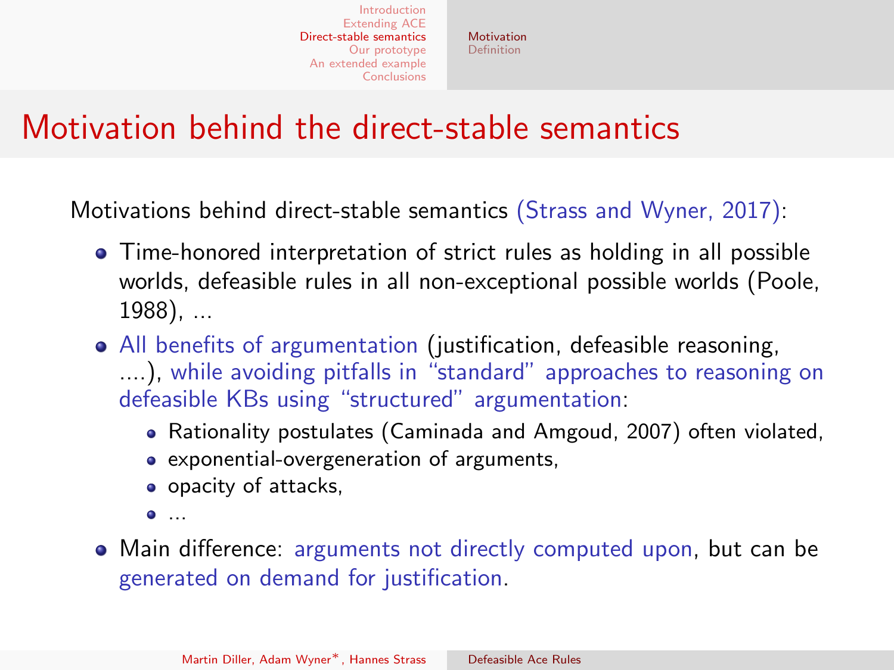# Motivation behind the direct-stable semantics

Motivations behind direct-stable semantics (Strass and Wyner, 2017):

- Time-honored interpretation of strict rules as holding in all possible worlds, defeasible rules in all non-exceptional possible worlds (Poole, 1988), ...
- All benefits of argumentation (justification, defeasible reasoning, ....), while avoiding pitfalls in "standard" approaches to reasoning on defeasible KBs using "structured" argumentation:
  - Rationality postulates (Caminada and Amgoud, 2007) often violated,
  - exponential-overgeneration of arguments,
  - opacity of attacks,
  - ...
- Main difference: arguments not directly computed upon, but can be generated on demand for justification.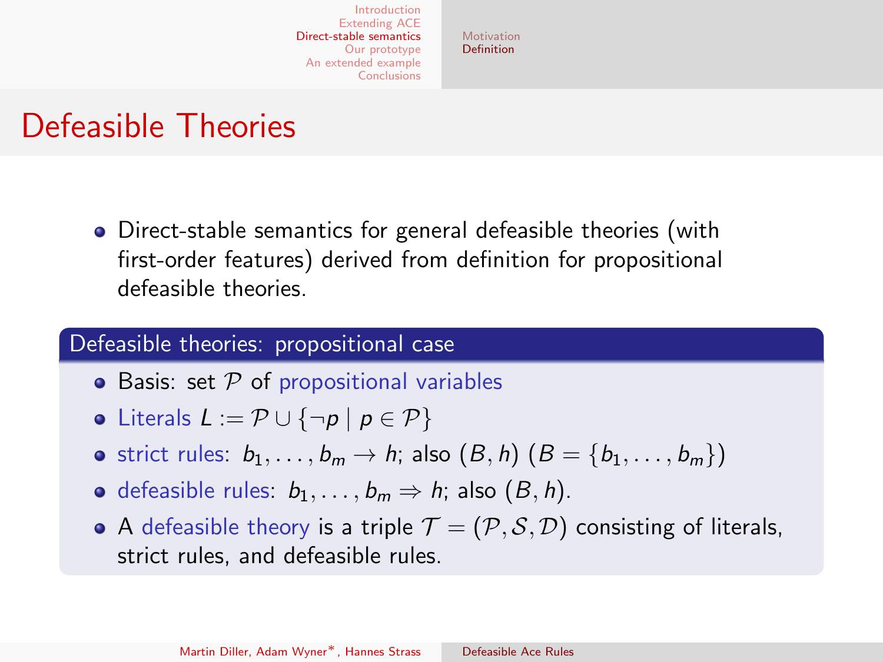# Defeasible Theories

- Direct-stable semantics for general defeasible theories (with first-order features) derived from definition for propositional defeasible theories.

## Defeasible theories: propositional case

- Basis: set $\mathcal{P}$ of propositional variables
- Literals $L := \mathcal{P} \cup \{\neg p \mid p \in \mathcal{P}\}$
- strict rules: $b_1, \ldots, b_m \rightarrow h$; also $(B, h)$ $(B = \{b_1, \ldots, b_m\})$
- defeasible rules: $b_1, \ldots, b_m \Rightarrow h$; also $(B, h)$.
- A defeasible theory is a triple $\mathcal{T} = (\mathcal{P}, \mathcal{S}, \mathcal{D})$ consisting of literals, strict rules, and defeasible rules.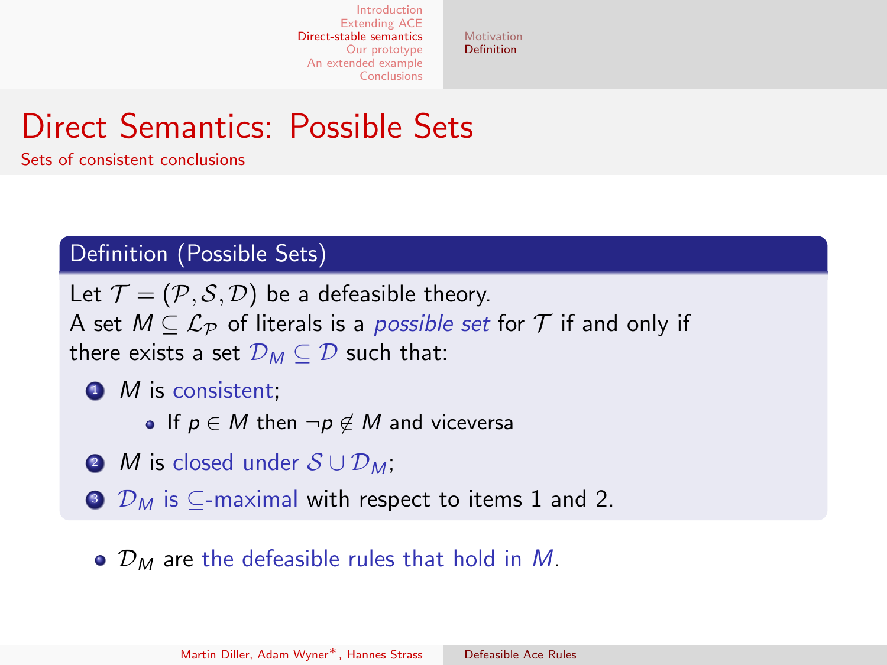# Direct Semantics: Possible Sets

Sets of consistent conclusions

## Definition (Possible Sets)

Let $\mathcal{T} = (\mathcal{P}, \mathcal{S}, \mathcal{D})$ be a defeasible theory.
A set $M \subseteq \mathcal{L}_{\mathcal{P}}$ of literals is a *possible set* for $\mathcal{T}$ if and only if there exists a set $\mathcal{D}_M \subseteq \mathcal{D}$ such that:

1. $M$ is consistent;
   - If $p \in M$ then $\neg p \notin M$ and viceversa
2. $M$ is closed under $\mathcal{S} \cup \mathcal{D}_M$;
3. $\mathcal{D}_M$ is $\subseteq$-maximal with respect to items 1 and 2.

- $\mathcal{D}_M$ are the defeasible rules that hold in $M$.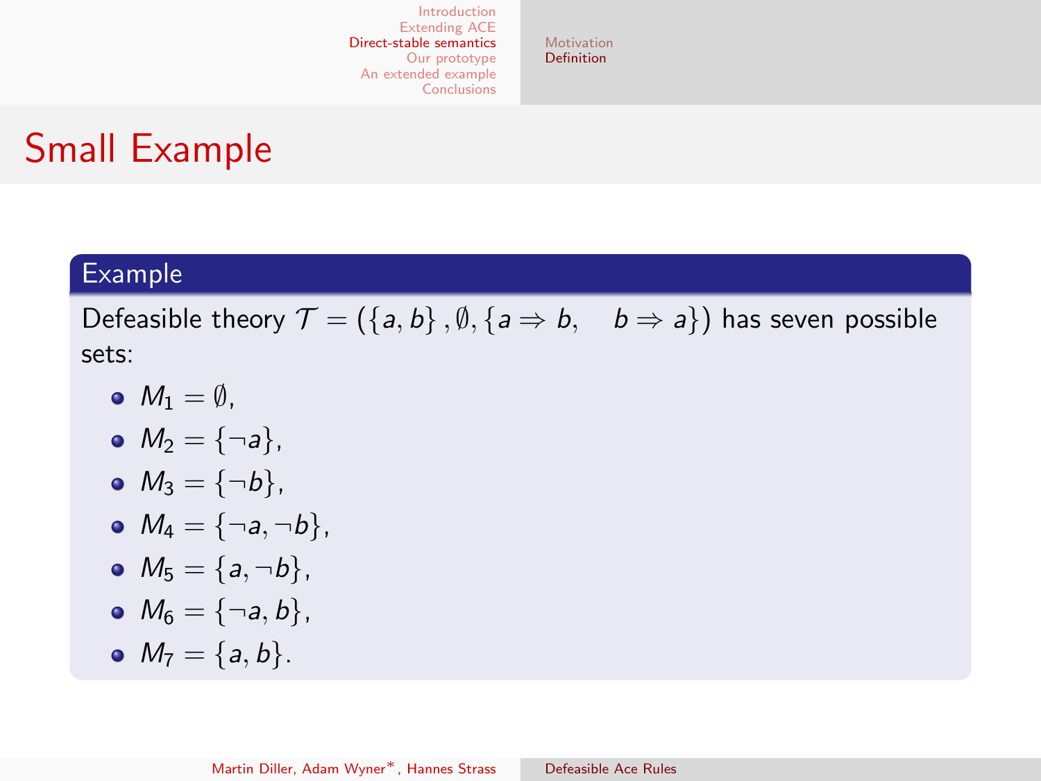# Small Example

**Example**

Defeasible theory $\mathcal{T} = (\{a, b\}, \emptyset, \{a \Rightarrow b, \quad b \Rightarrow a\})$ has seven possible sets:

- $M_1 = \emptyset$,
- $M_2 = \{\neg a\}$,
- $M_3 = \{\neg b\}$,
- $M_4 = \{\neg a, \neg b\}$,
- $M_5 = \{a, \neg b\}$,
- $M_6 = \{\neg a, b\}$,
- $M_7 = \{a, b\}$.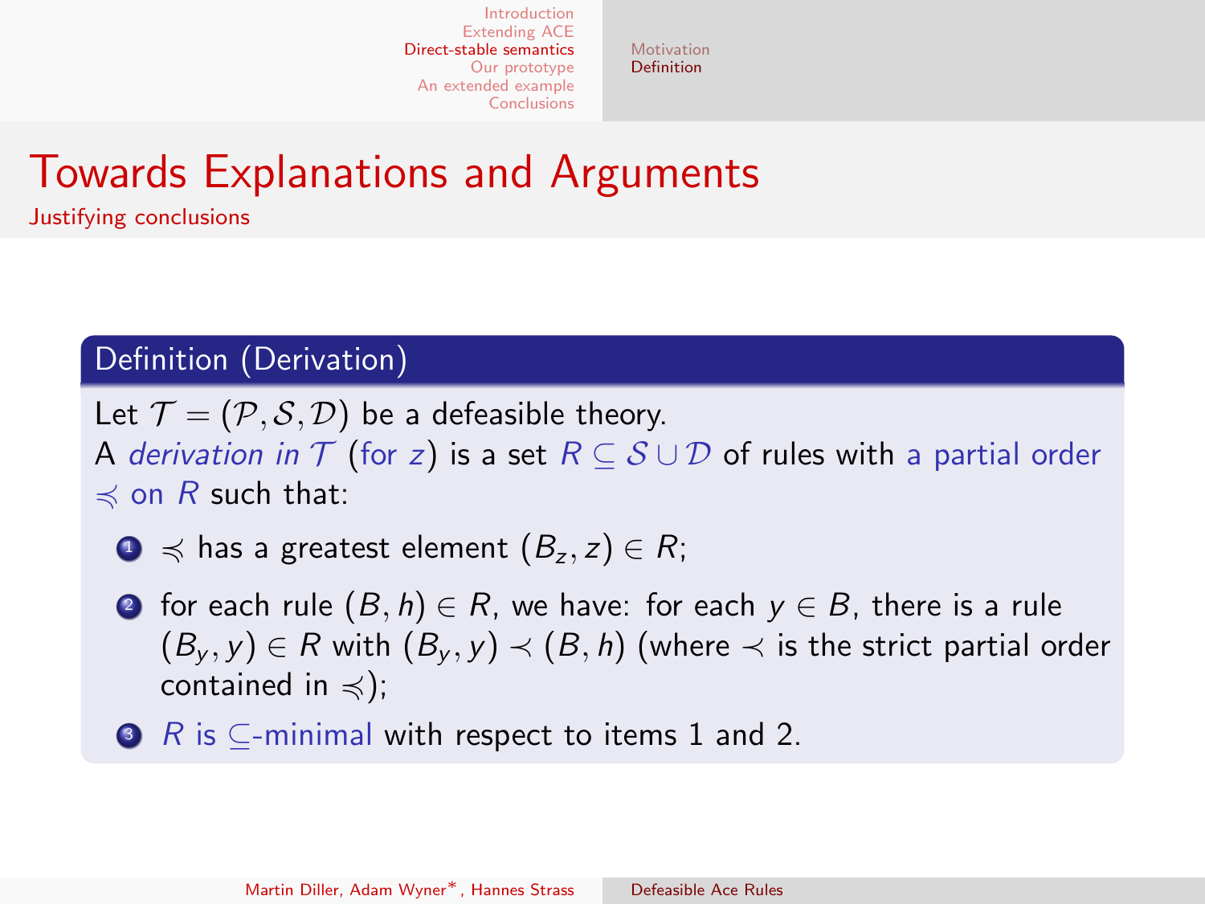# Towards Explanations and Arguments

Justifying conclusions

**Definition (Derivation)**

Let $\mathcal{T} = (\mathcal{P}, \mathcal{S}, \mathcal{D})$ be a defeasible theory.
A *derivation in* $\mathcal{T}$ (for $z$) is a set $R \subseteq \mathcal{S} \cup \mathcal{D}$ of rules with a partial order $\preccurlyeq$ on $R$ such that:

1. $\preccurlyeq$ has a greatest element $(B_z, z) \in R$;
2. for each rule $(B, h) \in R$, we have: for each $y \in B$, there is a rule $(B_y, y) \in R$ with $(B_y, y) \prec (B, h)$ (where $\prec$ is the strict partial order contained in $\preccurlyeq$);
3. $R$ is $\subseteq$-minimal with respect to items 1 and 2.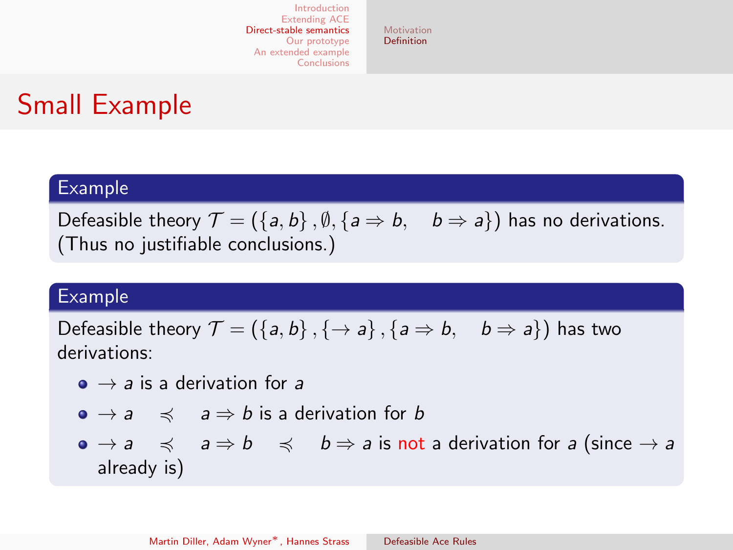# Small Example

### Example

Defeasible theory $\mathcal{T} = (\{a, b\}, \emptyset, \{a \Rightarrow b, \quad b \Rightarrow a\})$ has no derivations. (Thus no justifiable conclusions.)

### Example

Defeasible theory $\mathcal{T} = (\{a, b\}, \{\rightarrow a\}, \{a \Rightarrow b, \quad b \Rightarrow a\})$ has two derivations:

- $\rightarrow a$ is a derivation for $a$
- $\rightarrow a \quad \preccurlyeq \quad a \Rightarrow b$ is a derivation for $b$
- $\rightarrow a \quad \preccurlyeq \quad a \Rightarrow b \quad \preccurlyeq \quad b \Rightarrow a$ is not a derivation for $a$ (since $\rightarrow a$ already is)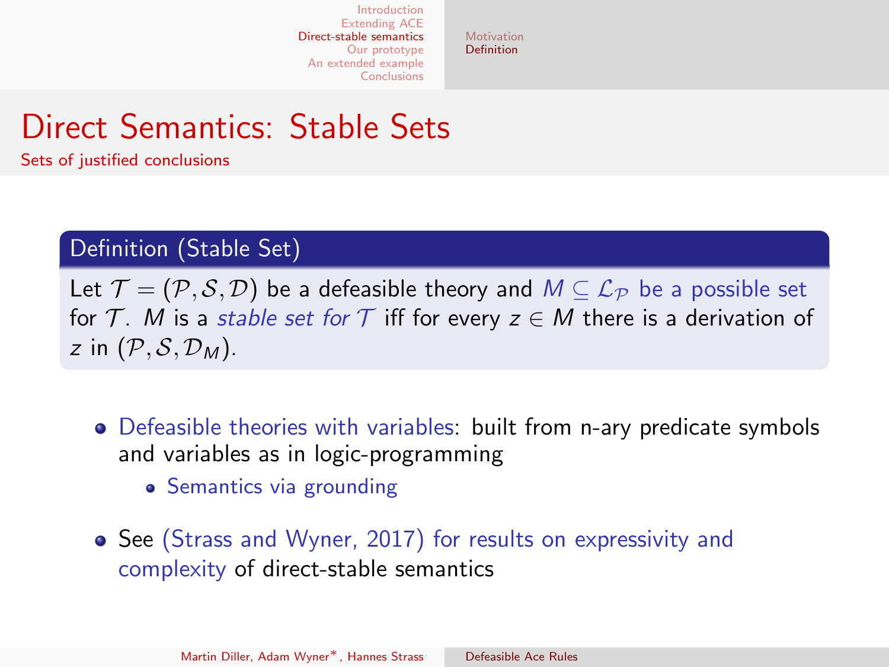# Direct Semantics: Stable Sets

Sets of justified conclusions

**Definition (Stable Set)**

Let $\mathcal{T} = (\mathcal{P}, \mathcal{S}, \mathcal{D})$ be a defeasible theory and $M \subseteq \mathcal{L}_{\mathcal{P}}$ be a possible set for $\mathcal{T}$. $M$ is a *stable set for* $\mathcal{T}$ iff for every $z \in M$ there is a derivation of $z$ in $(\mathcal{P}, \mathcal{S}, \mathcal{D}_M)$.

- Defeasible theories with variables: built from n-ary predicate symbols and variables as in logic-programming
  - Semantics via grounding
- See (Strass and Wyner, 2017) for results on expressivity and complexity of direct-stable semantics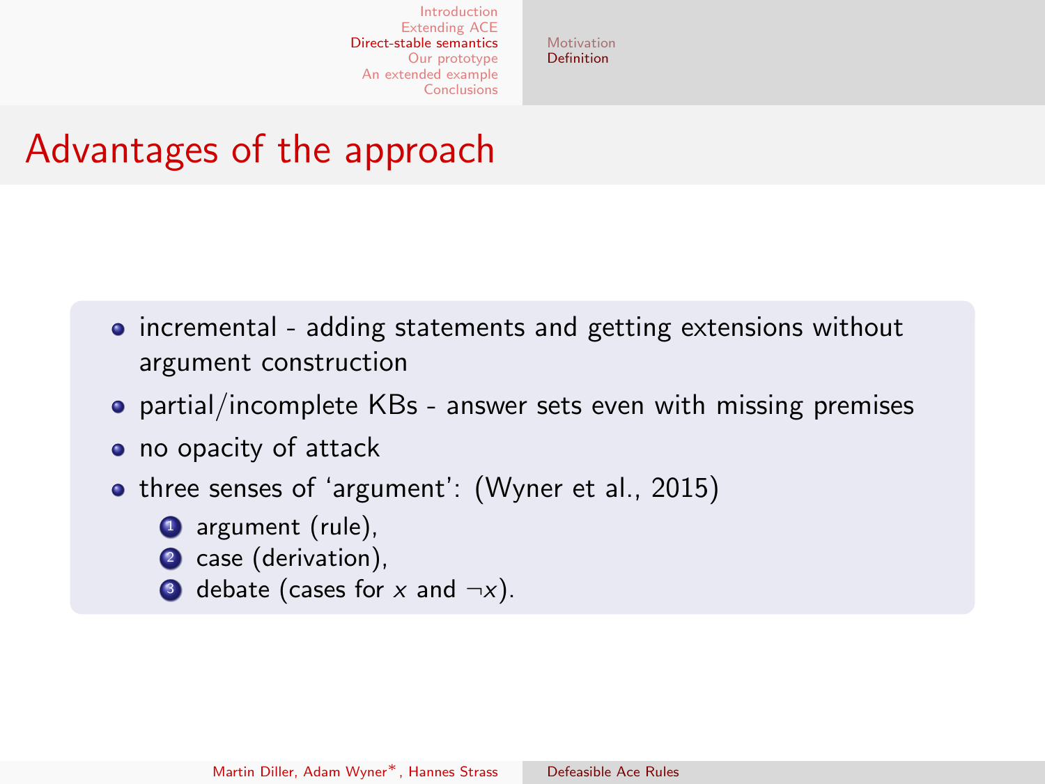# Advantages of the approach

- incremental - adding statements and getting extensions without argument construction
- partial/incomplete KBs - answer sets even with missing premises
- no opacity of attack
- three senses of 'argument': (Wyner et al., 2015)
  1. argument (rule),
  2. case (derivation),
  3. debate (cases for $x$ and $\neg x$).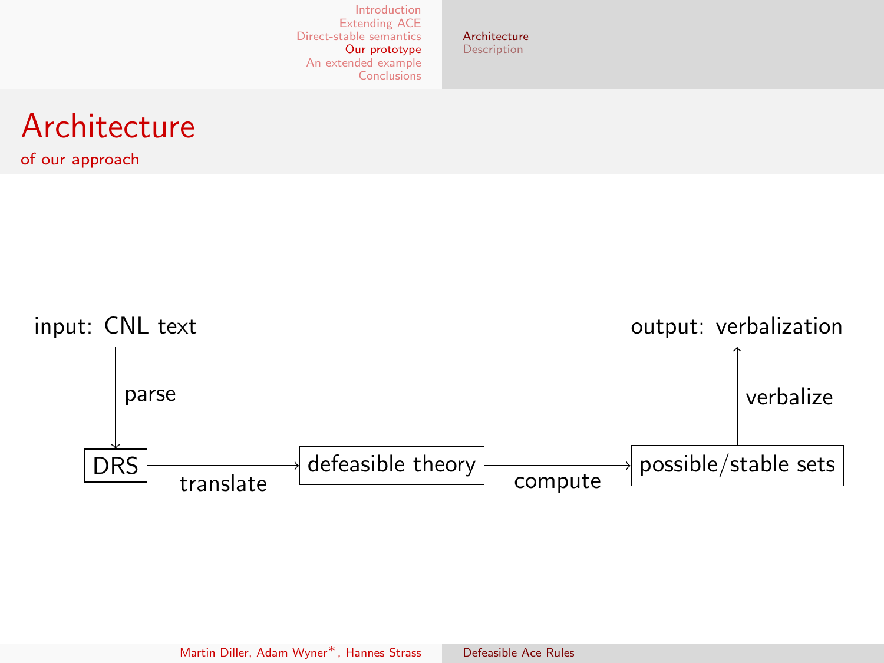# Architecture

of our approach

input: CNL text

parse

DRS

translate

defeasible theory

compute

possible/stable sets

verbalize

output: verbalization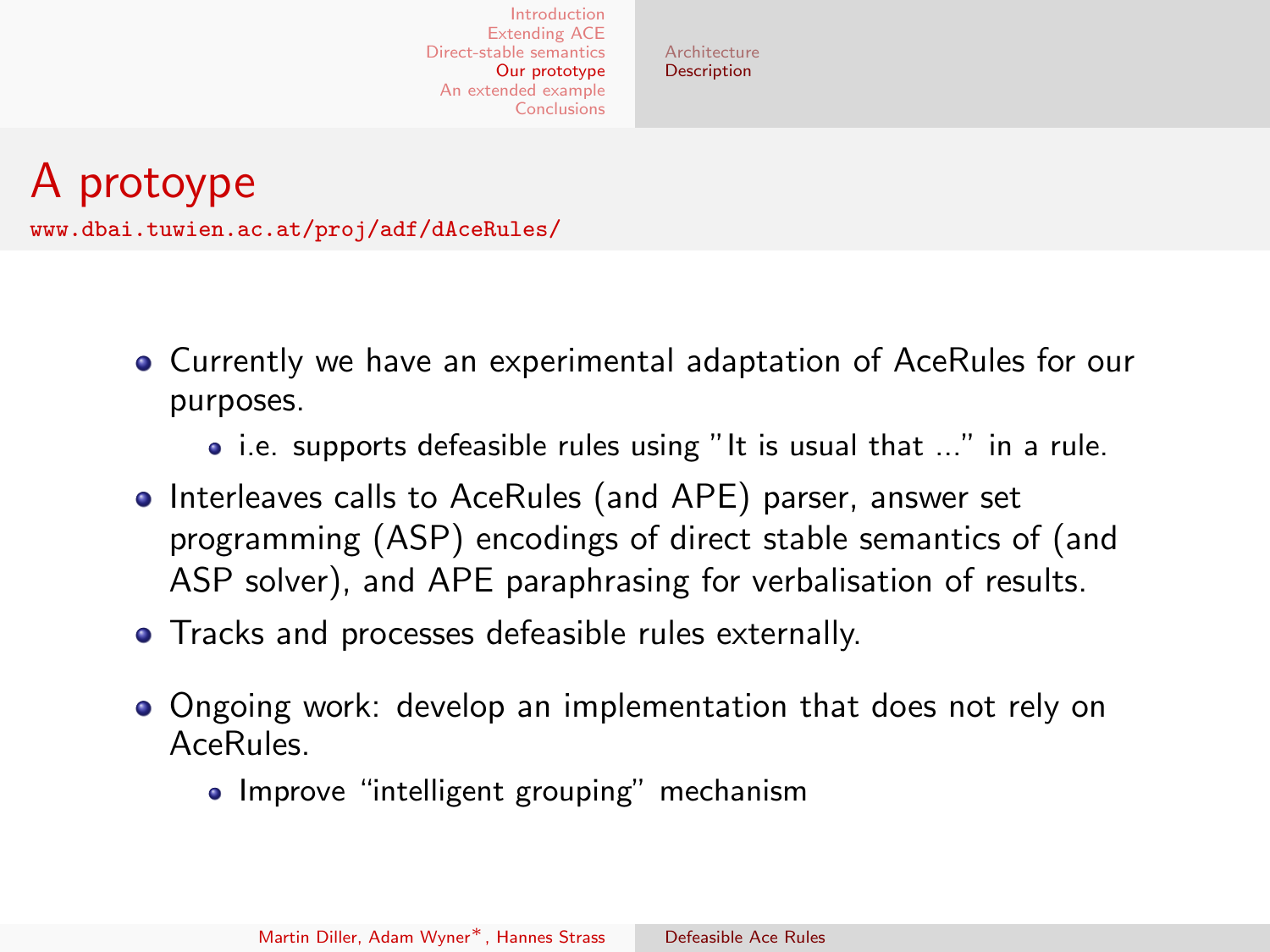# A protoype

www.dbai.tuwien.ac.at/proj/adf/dAceRules/

- Currently we have an experimental adaptation of AceRules for our purposes.
  - i.e. supports defeasible rules using "It is usual that ..." in a rule.
- Interleaves calls to AceRules (and APE) parser, answer set programming (ASP) encodings of direct stable semantics of (and ASP solver), and APE paraphrasing for verbalisation of results.
- Tracks and processes defeasible rules externally.
- Ongoing work: develop an implementation that does not rely on AceRules.
  - Improve "intelligent grouping" mechanism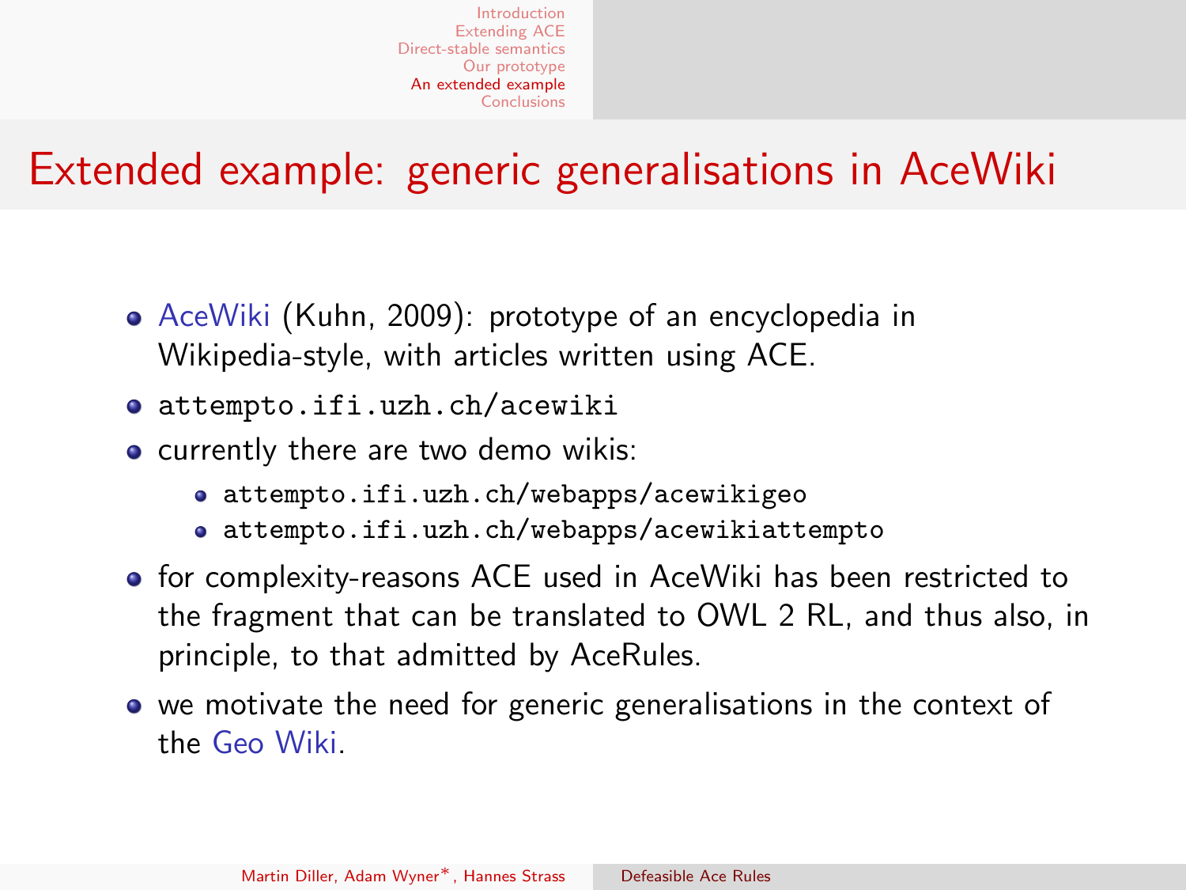# Extended example: generic generalisations in AceWiki

- AceWiki (Kuhn, 2009): prototype of an encyclopedia in Wikipedia-style, with articles written using ACE.
- `attempto.ifi.uzh.ch/acewiki`
- currently there are two demo wikis:
  - `attempto.ifi.uzh.ch/webapps/acewikigeo`
  - `attempto.ifi.uzh.ch/webapps/acewikiattempto`
- for complexity-reasons ACE used in AceWiki has been restricted to the fragment that can be translated to OWL 2 RL, and thus also, in principle, to that admitted by AceRules.
- we motivate the need for generic generalisations in the context of the Geo Wiki.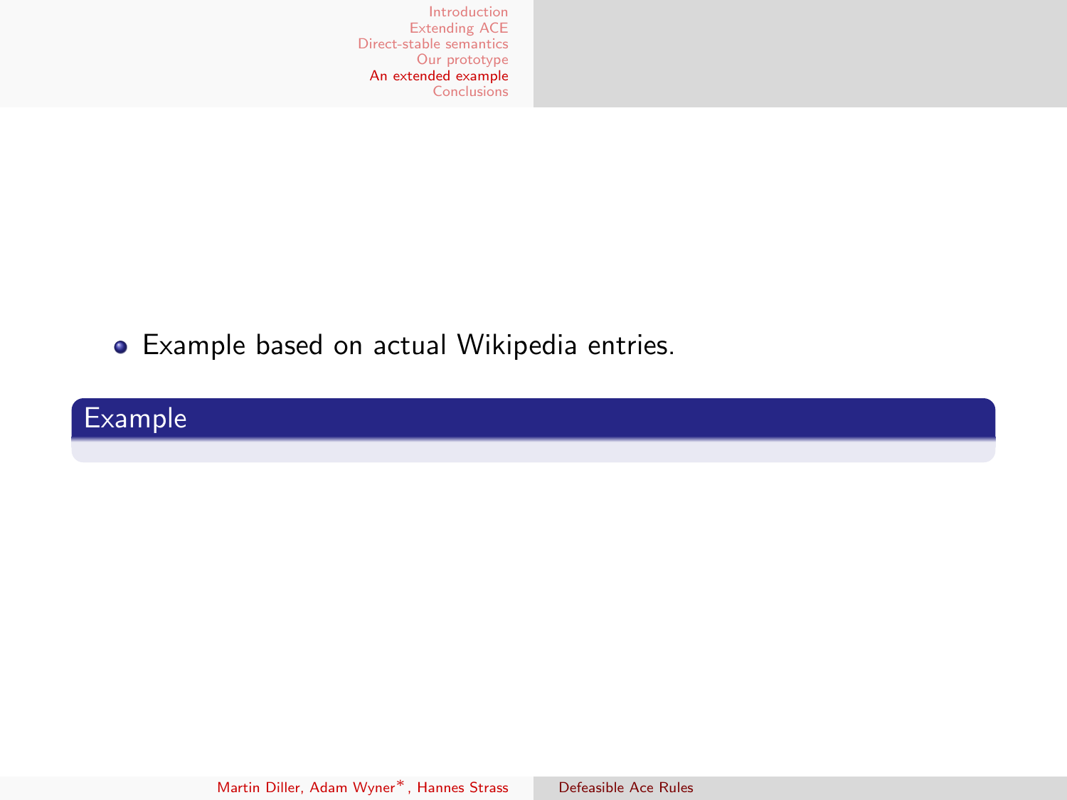- Example based on actual Wikipedia entries.

**Example**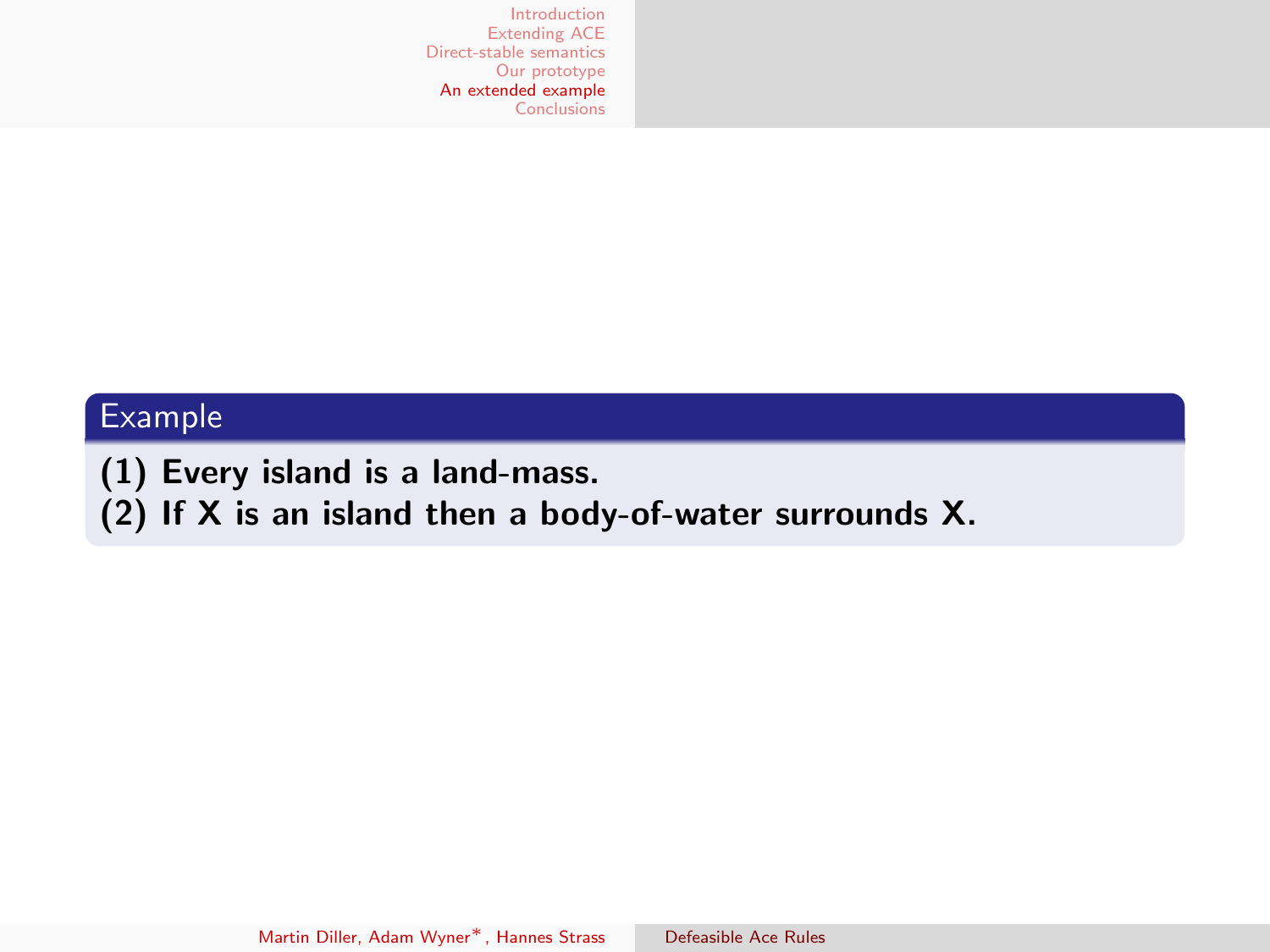### Example

**(1) Every island is a land-mass.**
**(2) If X is an island then a body-of-water surrounds X.**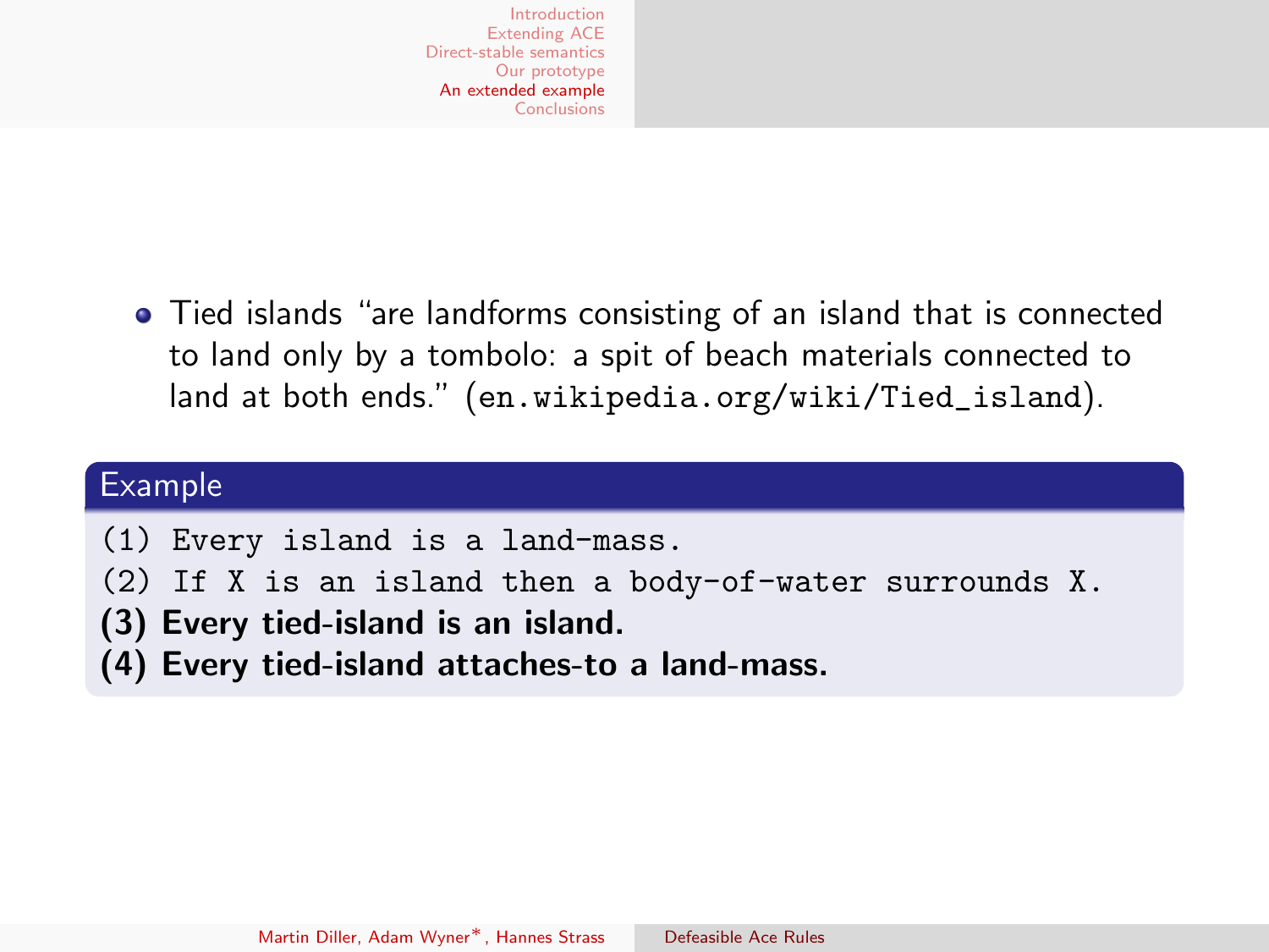- Tied islands "are landforms consisting of an island that is connected to land only by a tombolo: a spit of beach materials connected to land at both ends." (`en.wikipedia.org/wiki/Tied_island`).

**Example**

```
(1) Every island is a land-mass.
(2) If X is an island then a body-of-water surrounds X.
```

**(3) Every tied-island is an island.**

**(4) Every tied-island attaches-to a land-mass.**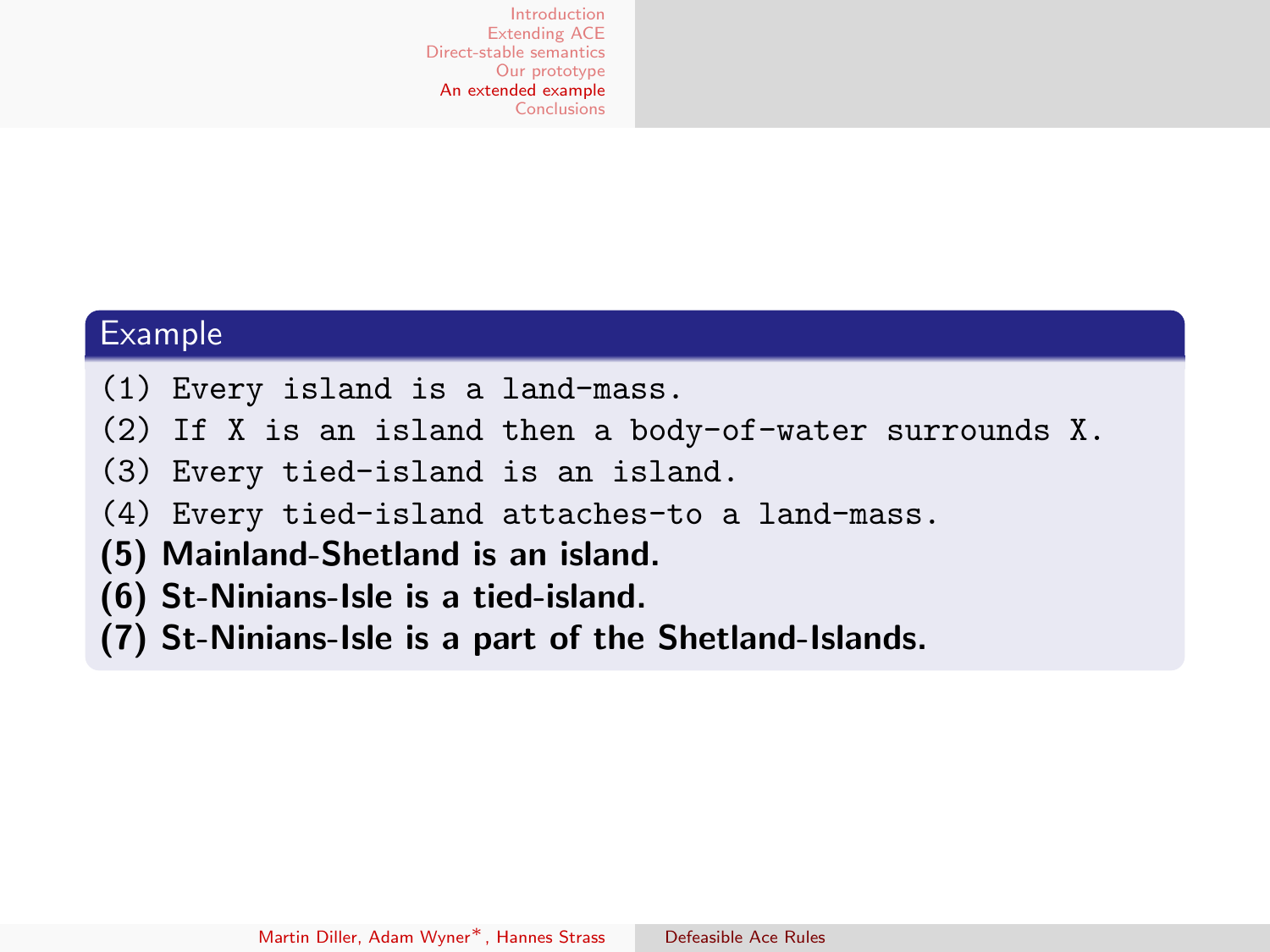## Example

(1) Every island is a land-mass.

(2) If X is an island then a body-of-water surrounds X.

(3) Every tied-island is an island.

(4) Every tied-island attaches-to a land-mass.

**(5) Mainland-Shetland is an island.**

**(6) St-Ninians-Isle is a tied-island.**

**(7) St-Ninians-Isle is a part of the Shetland-Islands.**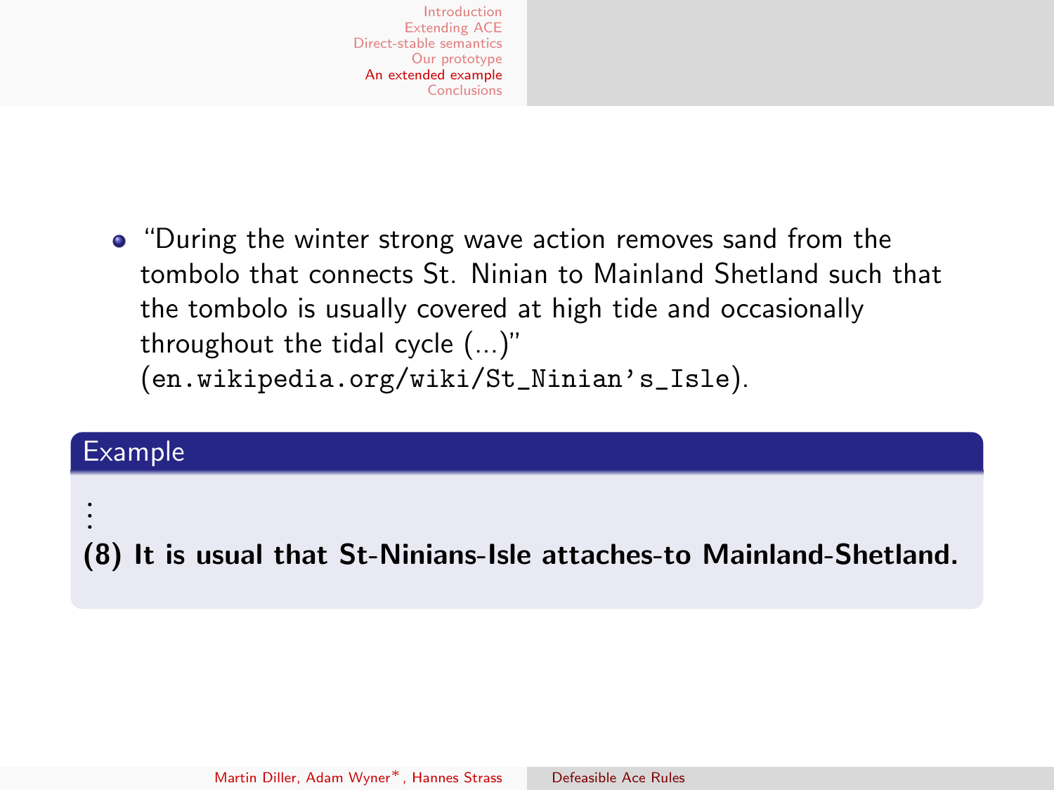- "During the winter strong wave action removes sand from the tombolo that connects St. Ninian to Mainland Shetland such that the tombolo is usually covered at high tide and occasionally throughout the tidal cycle (...)" (`en.wikipedia.org/wiki/St_Ninian's_Isle`).

**Example**

⋮

**(8) It is usual that St-Ninians-Isle attaches-to Mainland-Shetland.**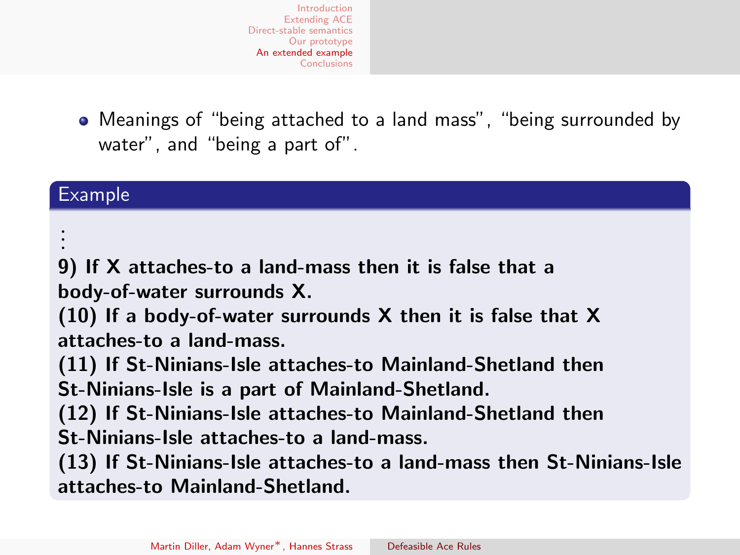- Meanings of “being attached to a land mass”, “being surrounded by water”, and “being a part of”.

**Example**

⋮

**9) If X attaches-to a land-mass then it is false that a body-of-water surrounds X.**
**(10) If a body-of-water surrounds X then it is false that X attaches-to a land-mass.**
**(11) If St-Ninians-Isle attaches-to Mainland-Shetland then St-Ninians-Isle is a part of Mainland-Shetland.**
**(12) If St-Ninians-Isle attaches-to Mainland-Shetland then St-Ninians-Isle attaches-to a land-mass.**
**(13) If St-Ninians-Isle attaches-to a land-mass then St-Ninians-Isle attaches-to Mainland-Shetland.**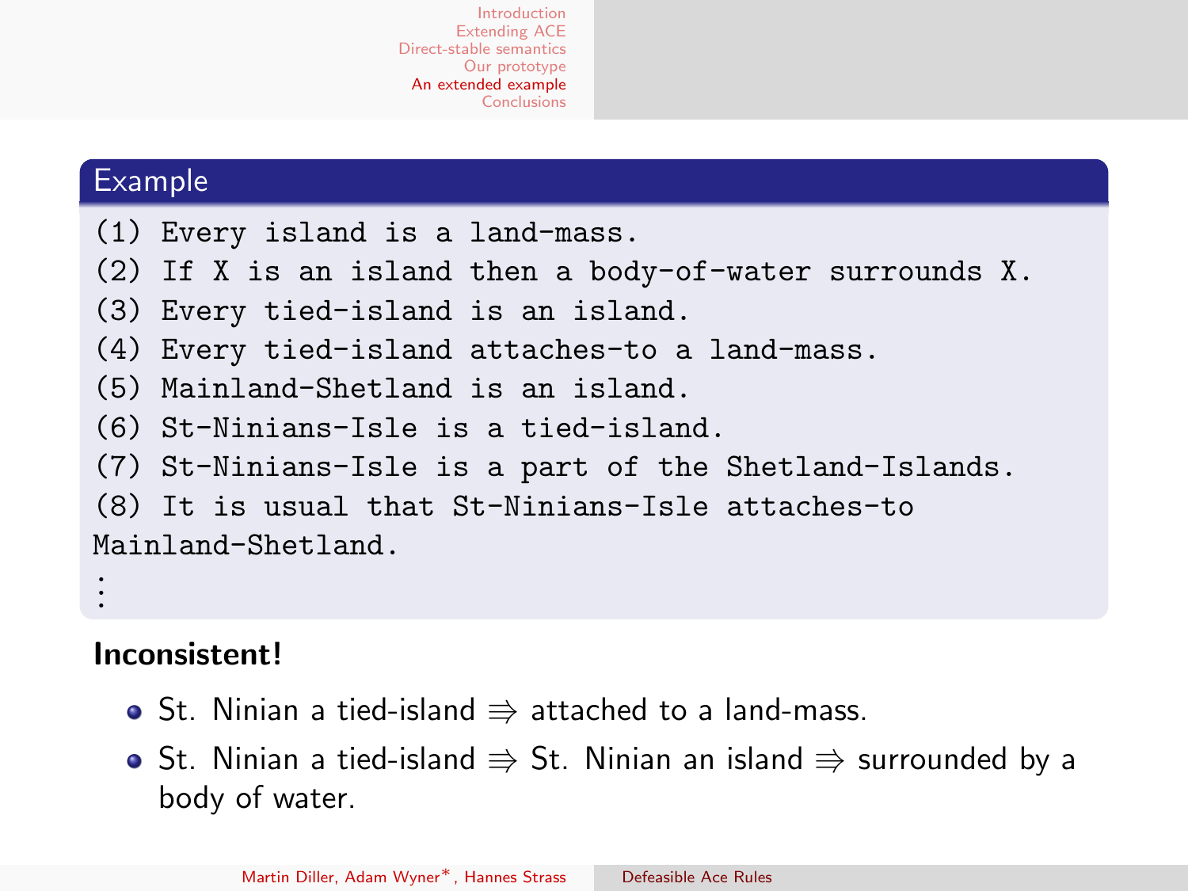## Example

```
(1) Every island is a land-mass.
(2) If X is an island then a body-of-water surrounds X.
(3) Every tied-island is an island.
(4) Every tied-island attaches-to a land-mass.
(5) Mainland-Shetland is an island.
(6) St-Ninians-Isle is a tied-island.
(7) St-Ninians-Isle is a part of the Shetland-Islands.
(8) It is usual that St-Ninians-Isle attaches-to
Mainland-Shetland.
⋮
```

**Inconsistent!**

- St. Ninian a tied-island $\Rrightarrow$ attached to a land-mass.
- St. Ninian a tied-island $\Rrightarrow$ St. Ninian an island $\Rrightarrow$ surrounded by a body of water.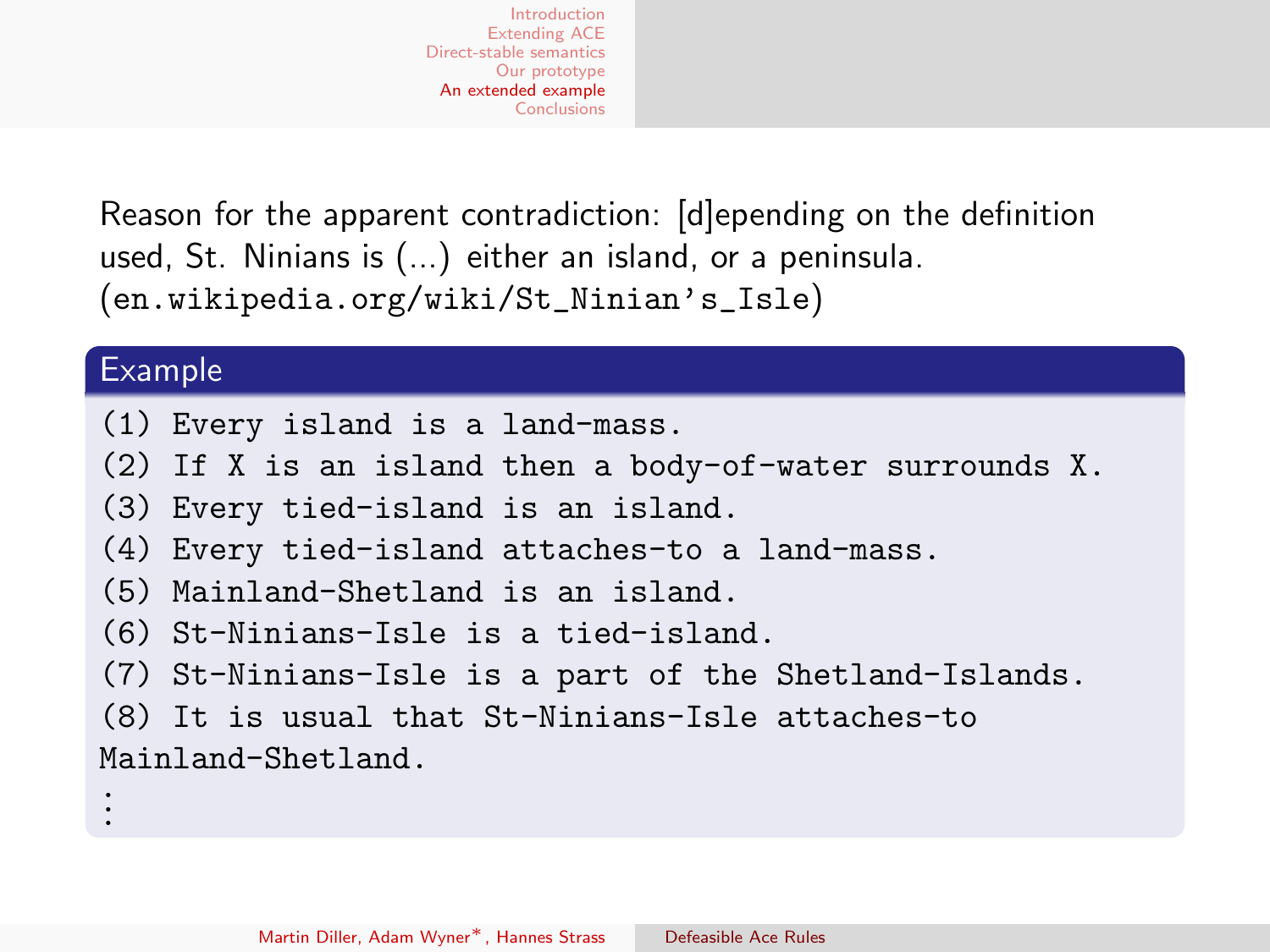Reason for the apparent contradiction: [d]epending on the definition used, St. Ninians is (...) either an island, or a peninsula. (en.wikipedia.org/wiki/St_Ninian's_Isle)

**Example**

```
(1) Every island is a land-mass.
(2) If X is an island then a body-of-water surrounds X.
(3) Every tied-island is an island.
(4) Every tied-island attaches-to a land-mass.
(5) Mainland-Shetland is an island.
(6) St-Ninians-Isle is a tied-island.
(7) St-Ninians-Isle is a part of the Shetland-Islands.
(8) It is usual that St-Ninians-Isle attaches-to
Mainland-Shetland.
⋮
```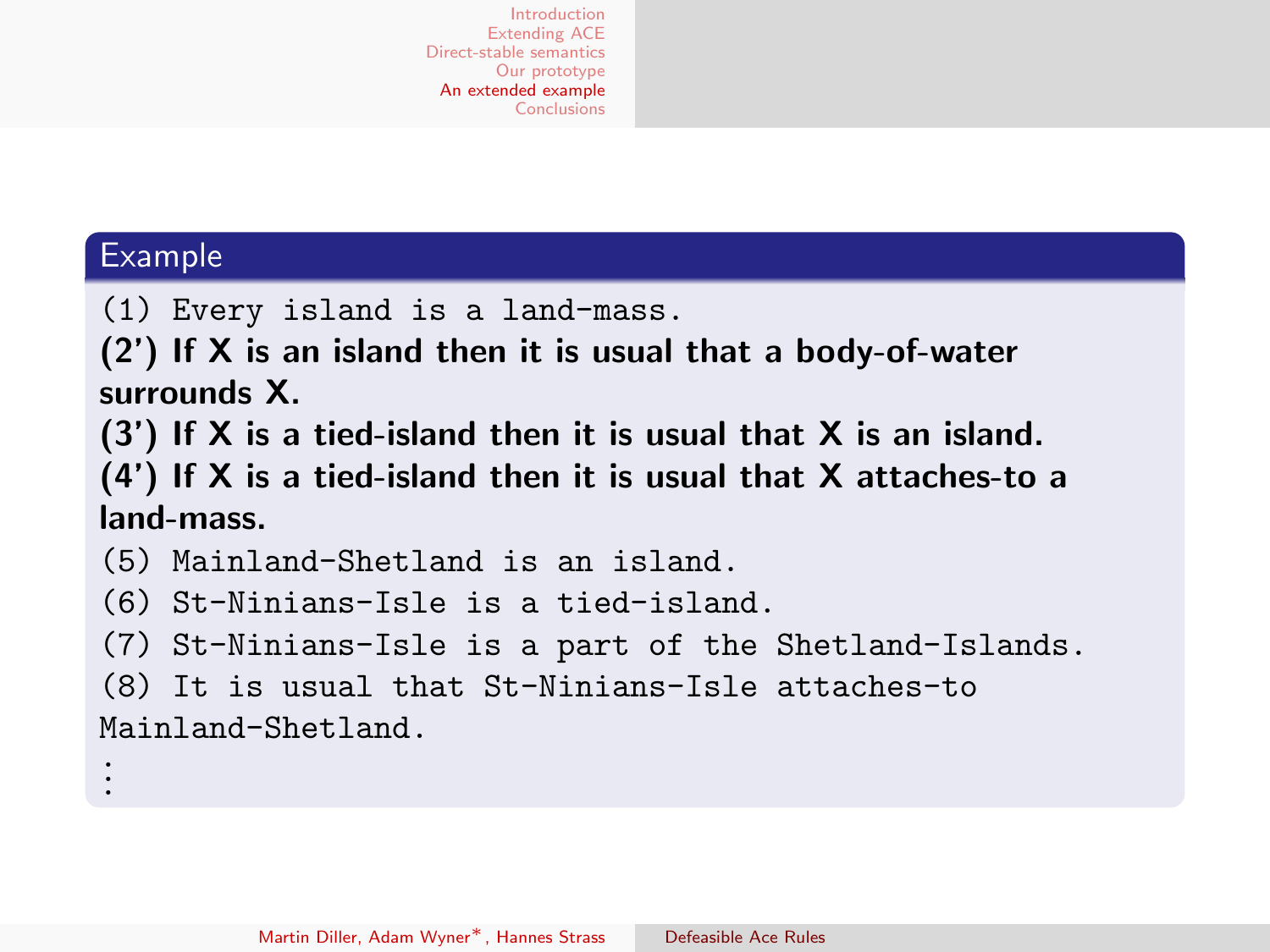## Example

(1) Every island is a land-mass.

**(2') If X is an island then it is usual that a body-of-water surrounds X.**

**(3') If X is a tied-island then it is usual that X is an island.**

**(4') If X is a tied-island then it is usual that X attaches-to a land-mass.**

(5) Mainland-Shetland is an island.

(6) St-Ninians-Isle is a tied-island.

(7) St-Ninians-Isle is a part of the Shetland-Islands.

(8) It is usual that St-Ninians-Isle attaches-to Mainland-Shetland.

⋮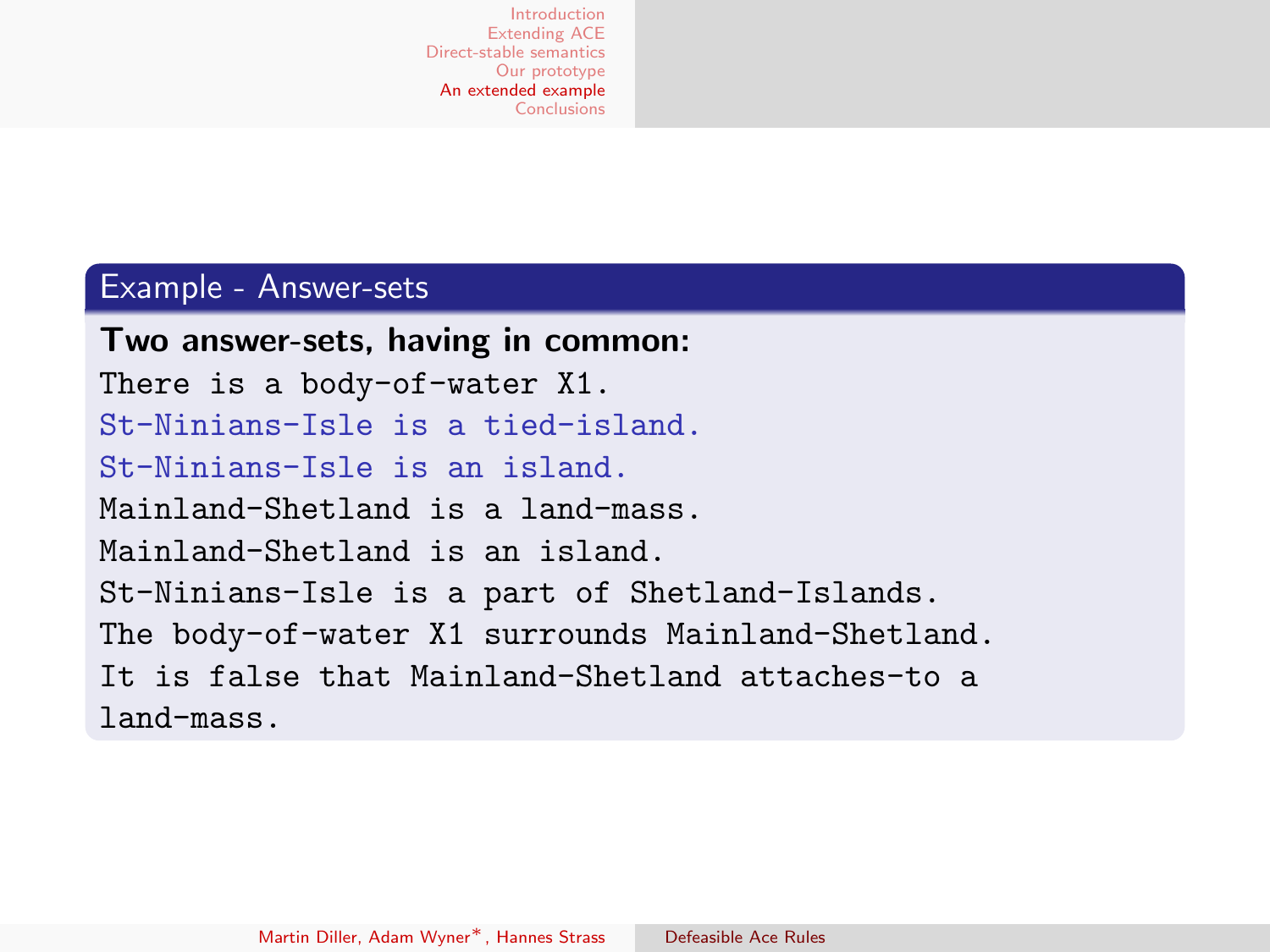## Example - Answer-sets

**Two answer-sets, having in common:**

```
There is a body-of-water X1.
St-Ninians-Isle is a tied-island.
St-Ninians-Isle is an island.
Mainland-Shetland is a land-mass.
Mainland-Shetland is an island.
St-Ninians-Isle is a part of Shetland-Islands.
The body-of-water X1 surrounds Mainland-Shetland.
It is false that Mainland-Shetland attaches-to a
land-mass.
```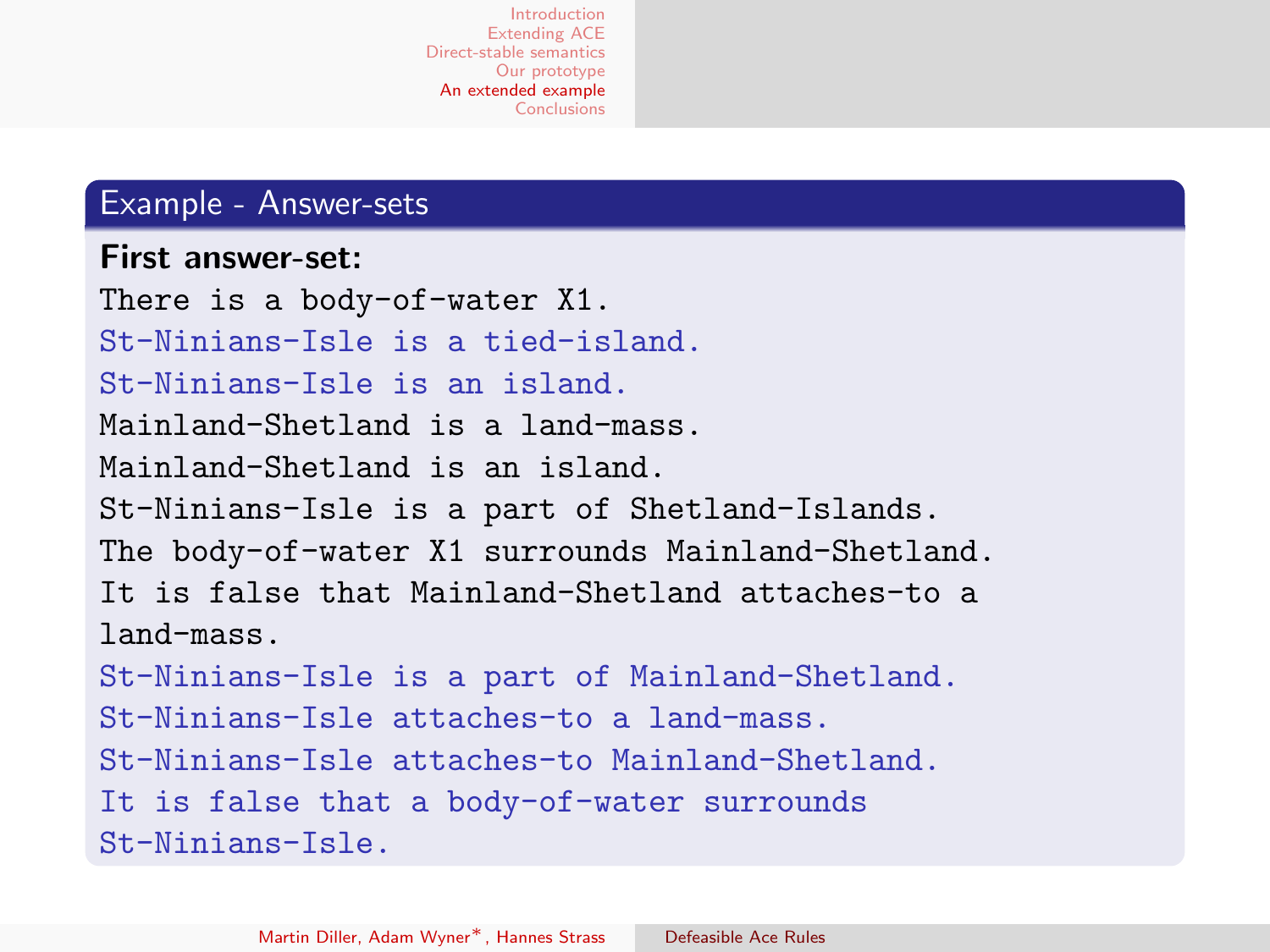## Example - Answer-sets

**First answer-set:**

```
There is a body-of-water X1.
St-Ninians-Isle is a tied-island.
St-Ninians-Isle is an island.
Mainland-Shetland is a land-mass.
Mainland-Shetland is an island.
St-Ninians-Isle is a part of Shetland-Islands.
The body-of-water X1 surrounds Mainland-Shetland.
It is false that Mainland-Shetland attaches-to a
land-mass.
St-Ninians-Isle is a part of Mainland-Shetland.
St-Ninians-Isle attaches-to a land-mass.
St-Ninians-Isle attaches-to Mainland-Shetland.
It is false that a body-of-water surrounds
St-Ninians-Isle.
```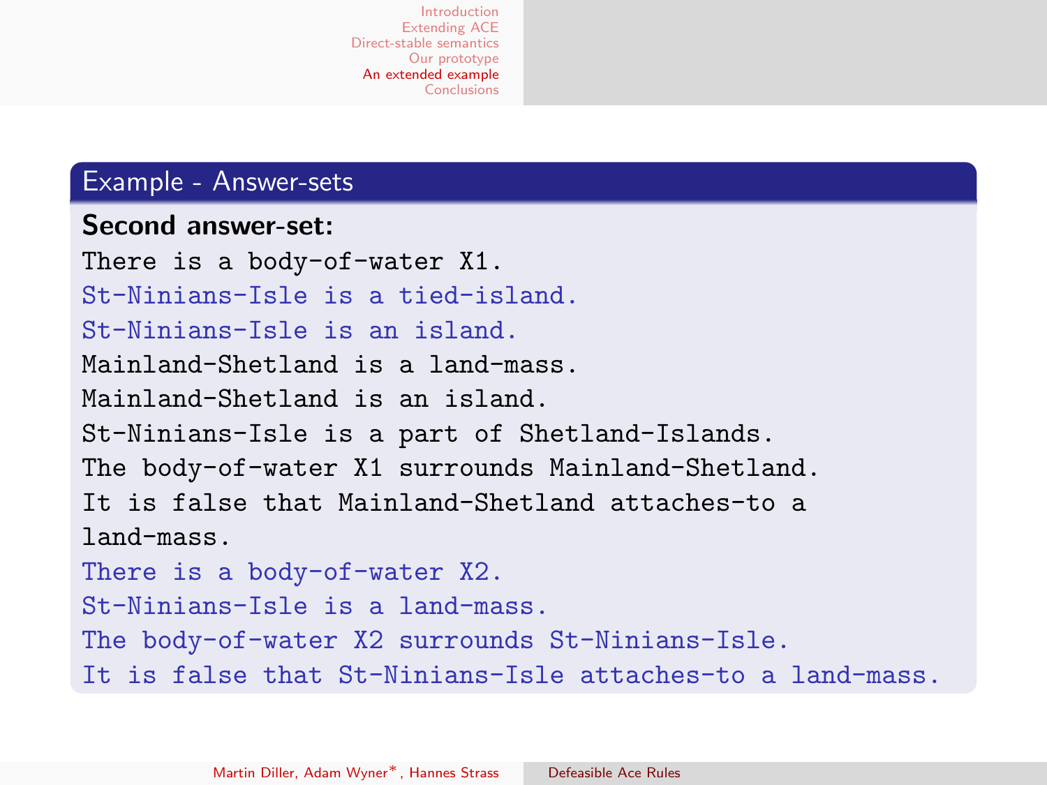## Example - Answer-sets

**Second answer-set:**

```
There is a body-of-water X1.
St-Ninians-Isle is a tied-island.
St-Ninians-Isle is an island.
Mainland-Shetland is a land-mass.
Mainland-Shetland is an island.
St-Ninians-Isle is a part of Shetland-Islands.
The body-of-water X1 surrounds Mainland-Shetland.
It is false that Mainland-Shetland attaches-to a
land-mass.
There is a body-of-water X2.
St-Ninians-Isle is a land-mass.
The body-of-water X2 surrounds St-Ninians-Isle.
It is false that St-Ninians-Isle attaches-to a land-mass.
```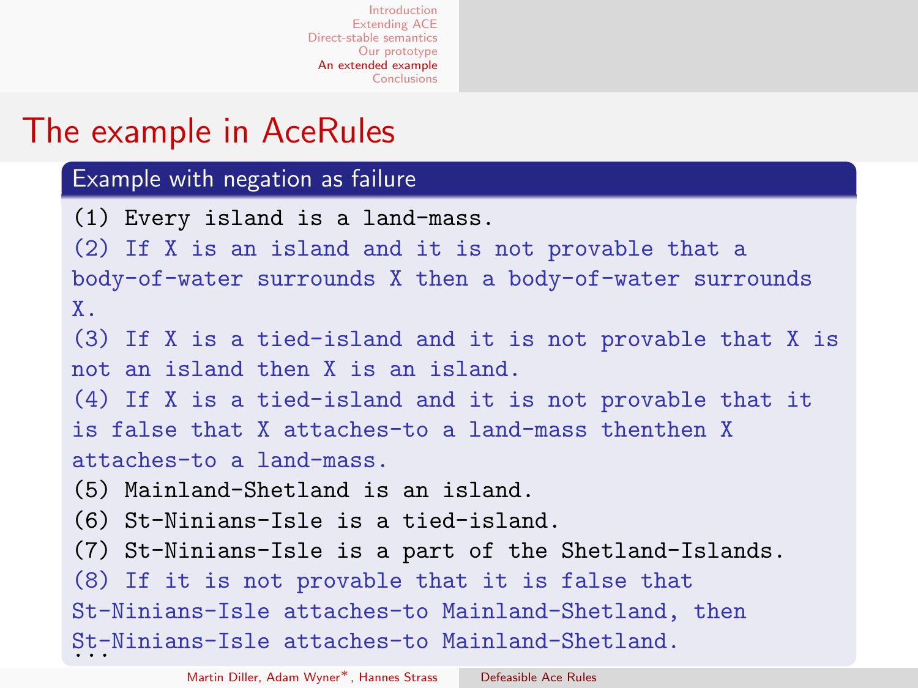# The example in AceRules

## Example with negation as failure

(1) Every island is a land-mass.

(2) If X is an island and it is not provable that a body-of-water surrounds X then a body-of-water surrounds X.

(3) If X is a tied-island and it is not provable that X is not an island then X is an island.

(4) If X is a tied-island and it is not provable that it is false that X attaches-to a land-mass thenthen X attaches-to a land-mass.

(5) Mainland-Shetland is an island.

(6) St-Ninians-Isle is a tied-island.

(7) St-Ninians-Isle is a part of the Shetland-Islands.

(8) If it is not provable that it is false that St-Ninians-Isle attaches-to Mainland-Shetland, then St-Ninians-Isle attaches-to Mainland-Shetland.

...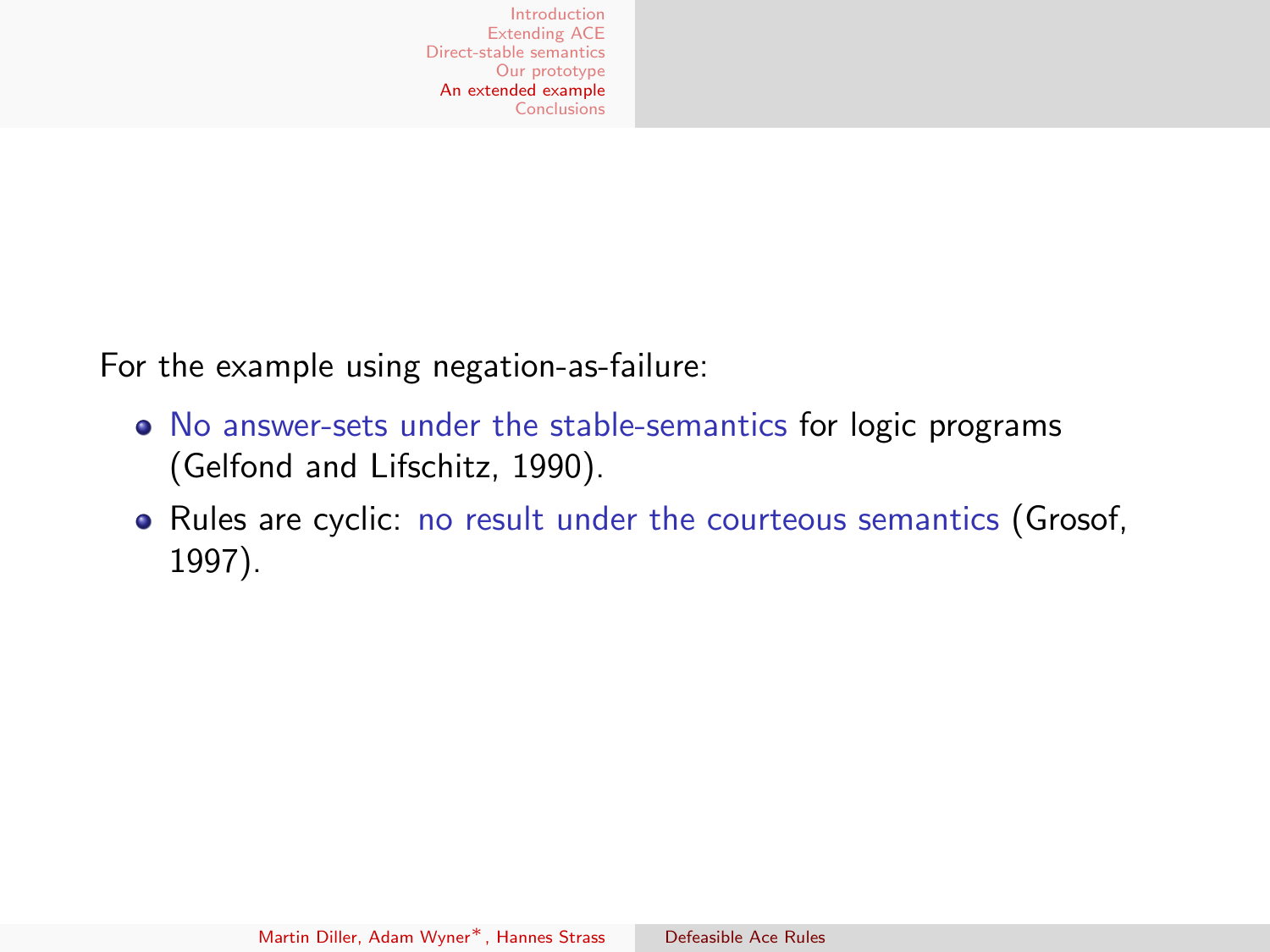For the example using negation-as-failure:

- No answer-sets under the stable-semantics for logic programs (Gelfond and Lifschitz, 1990).
- Rules are cyclic: no result under the courteous semantics (Grosof, 1997).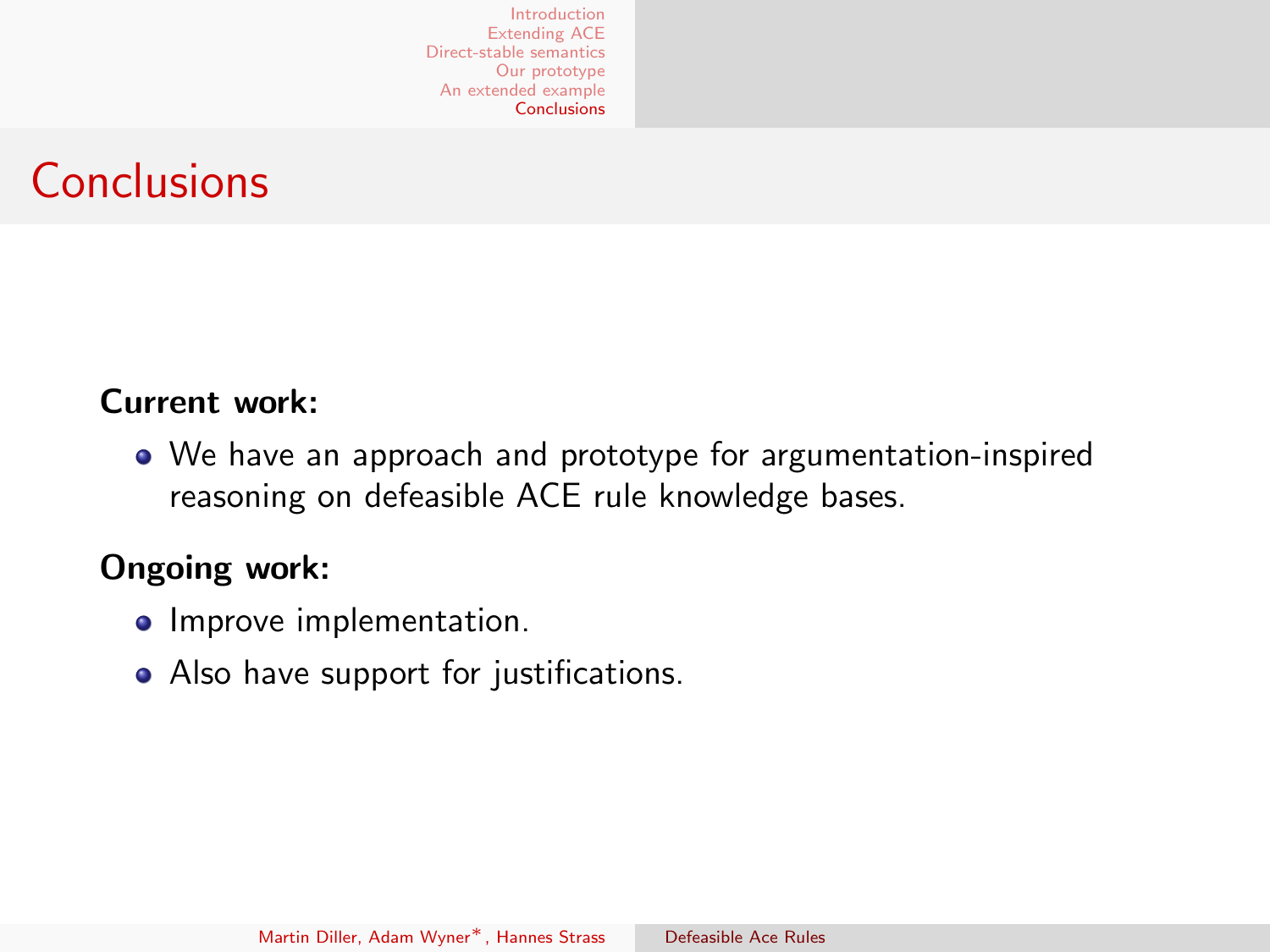# Conclusions

**Current work:**

- We have an approach and prototype for argumentation-inspired reasoning on defeasible ACE rule knowledge bases.

**Ongoing work:**

- Improve implementation.
- Also have support for justifications.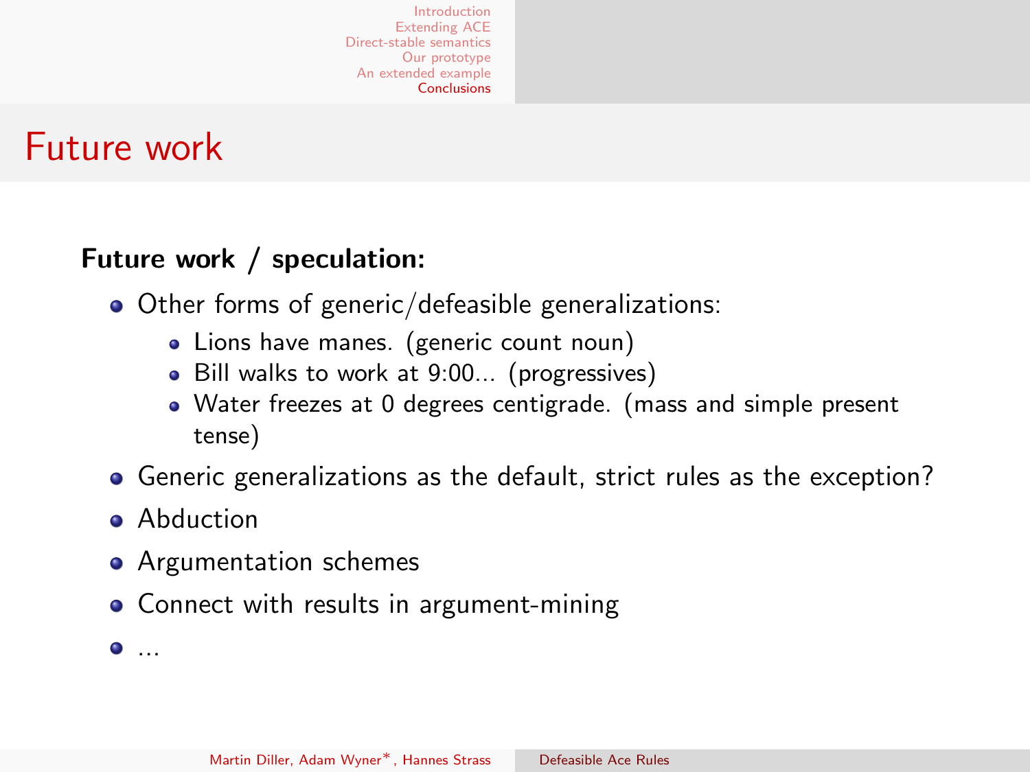# Future work

**Future work / speculation:**

- Other forms of generic/defeasible generalizations:
  - Lions have manes. (generic count noun)
  - Bill walks to work at 9:00... (progressives)
  - Water freezes at 0 degrees centigrade. (mass and simple present tense)
- Generic generalizations as the default, strict rules as the exception?
- Abduction
- Argumentation schemes
- Connect with results in argument-mining
- ...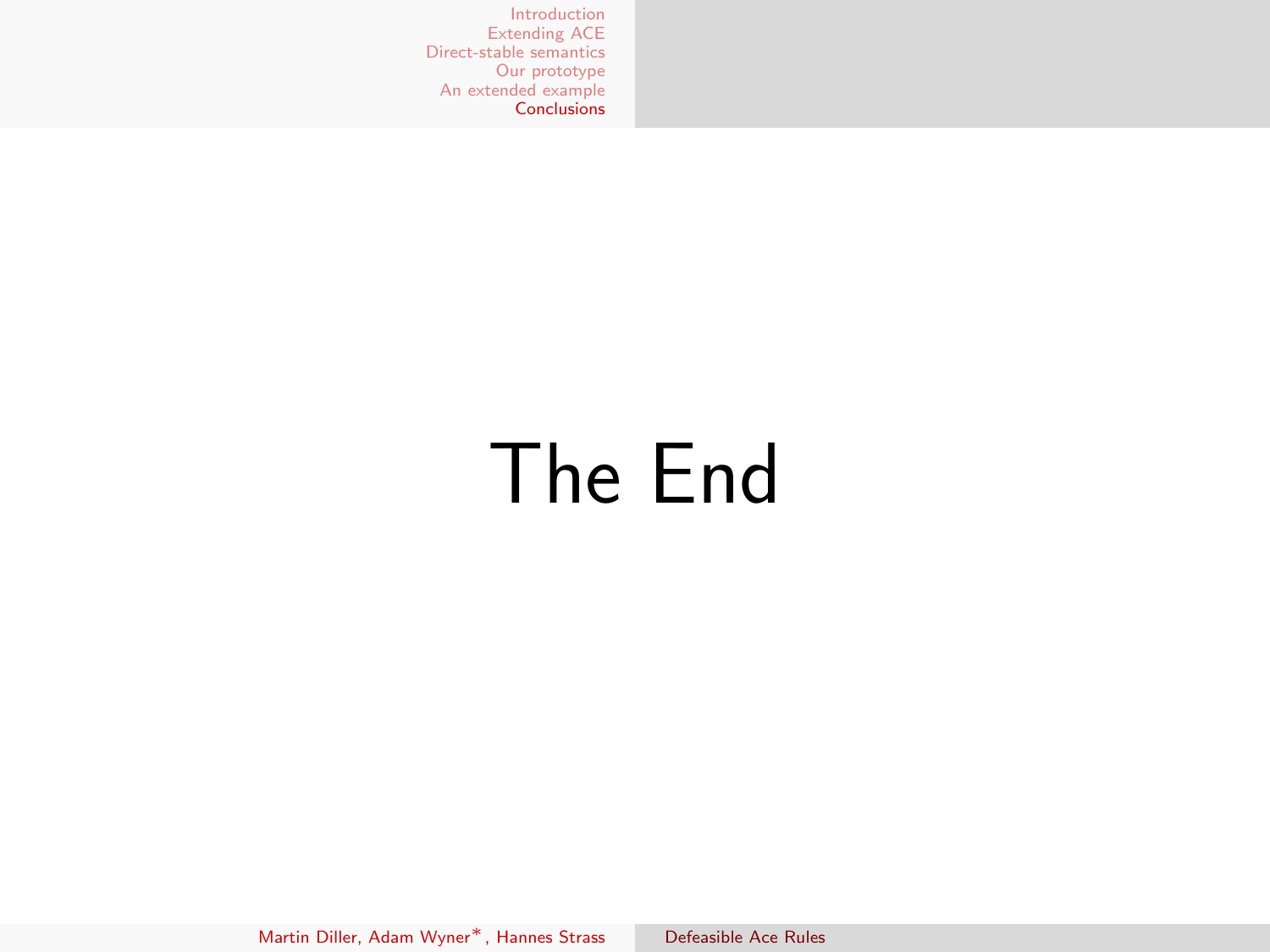# The End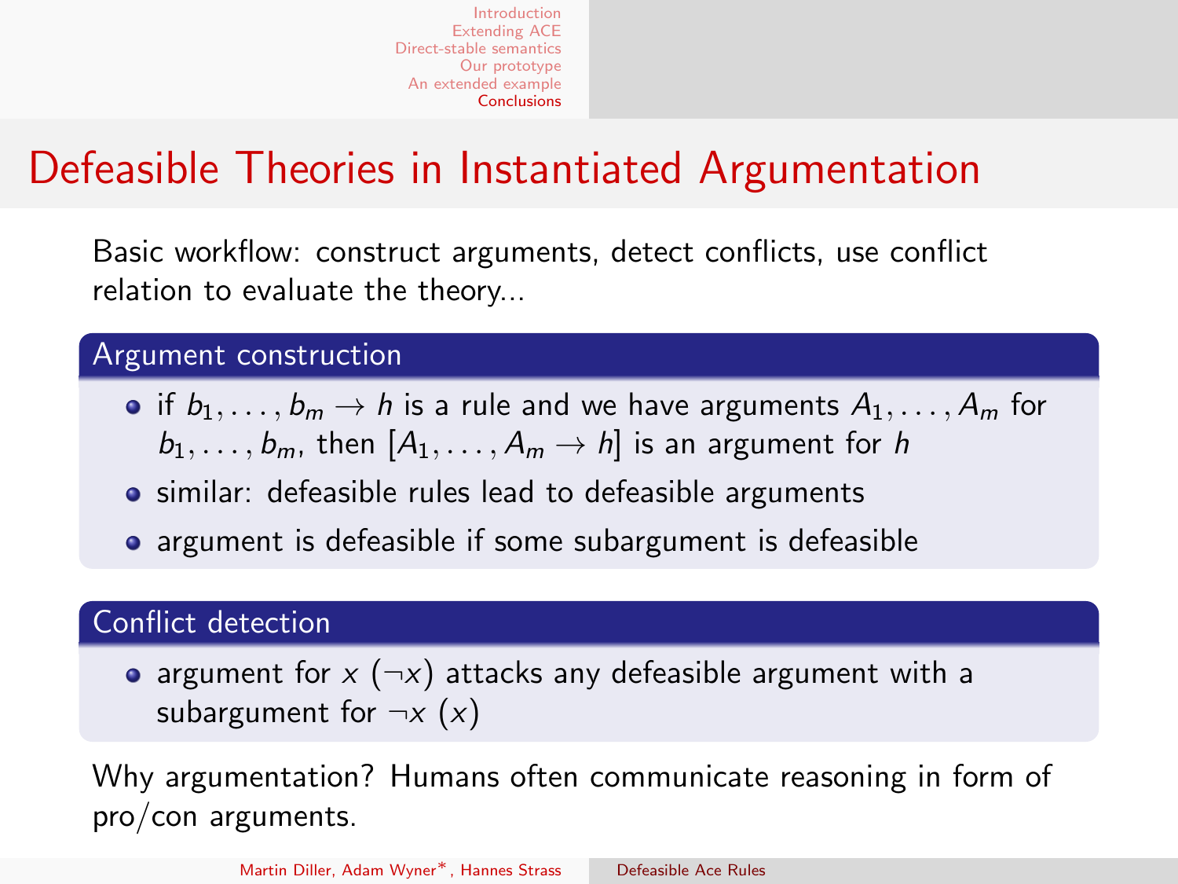# Defeasible Theories in Instantiated Argumentation

Basic workflow: construct arguments, detect conflicts, use conflict relation to evaluate the theory...

## Argument construction

- if $b_1, \ldots, b_m \rightarrow h$ is a rule and we have arguments $A_1, \ldots, A_m$ for $b_1, \ldots, b_m$, then $[A_1, \ldots, A_m \rightarrow h]$ is an argument for $h$
- similar: defeasible rules lead to defeasible arguments
- argument is defeasible if some subargument is defeasible

## Conflict detection

- argument for $x$ ($\neg x$) attacks any defeasible argument with a subargument for $\neg x$ ($x$)

Why argumentation? Humans often communicate reasoning in form of pro/con arguments.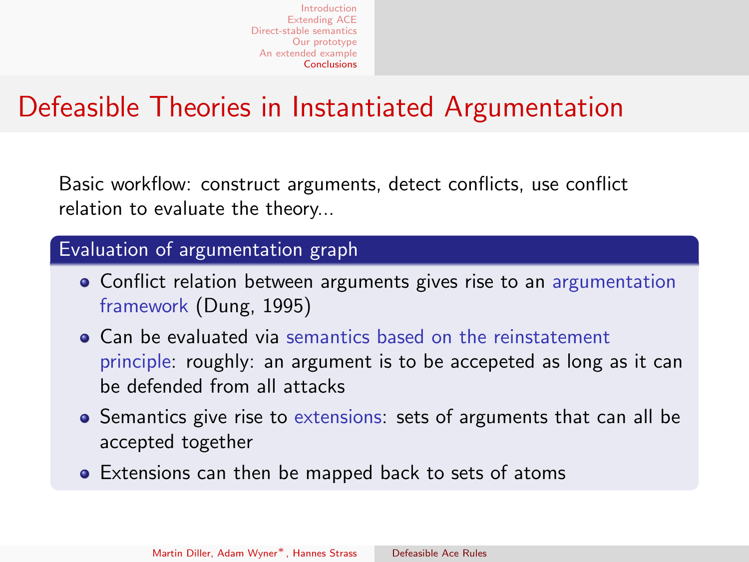# Defeasible Theories in Instantiated Argumentation

Basic workflow: construct arguments, detect conflicts, use conflict relation to evaluate the theory...

### Evaluation of argumentation graph

- Conflict relation between arguments gives rise to an argumentation framework (Dung, 1995)
- Can be evaluated via semantics based on the reinstatement principle: roughly: an argument is to be accepeted as long as it can be defended from all attacks
- Semantics give rise to extensions: sets of arguments that can all be accepted together
- Extensions can then be mapped back to sets of atoms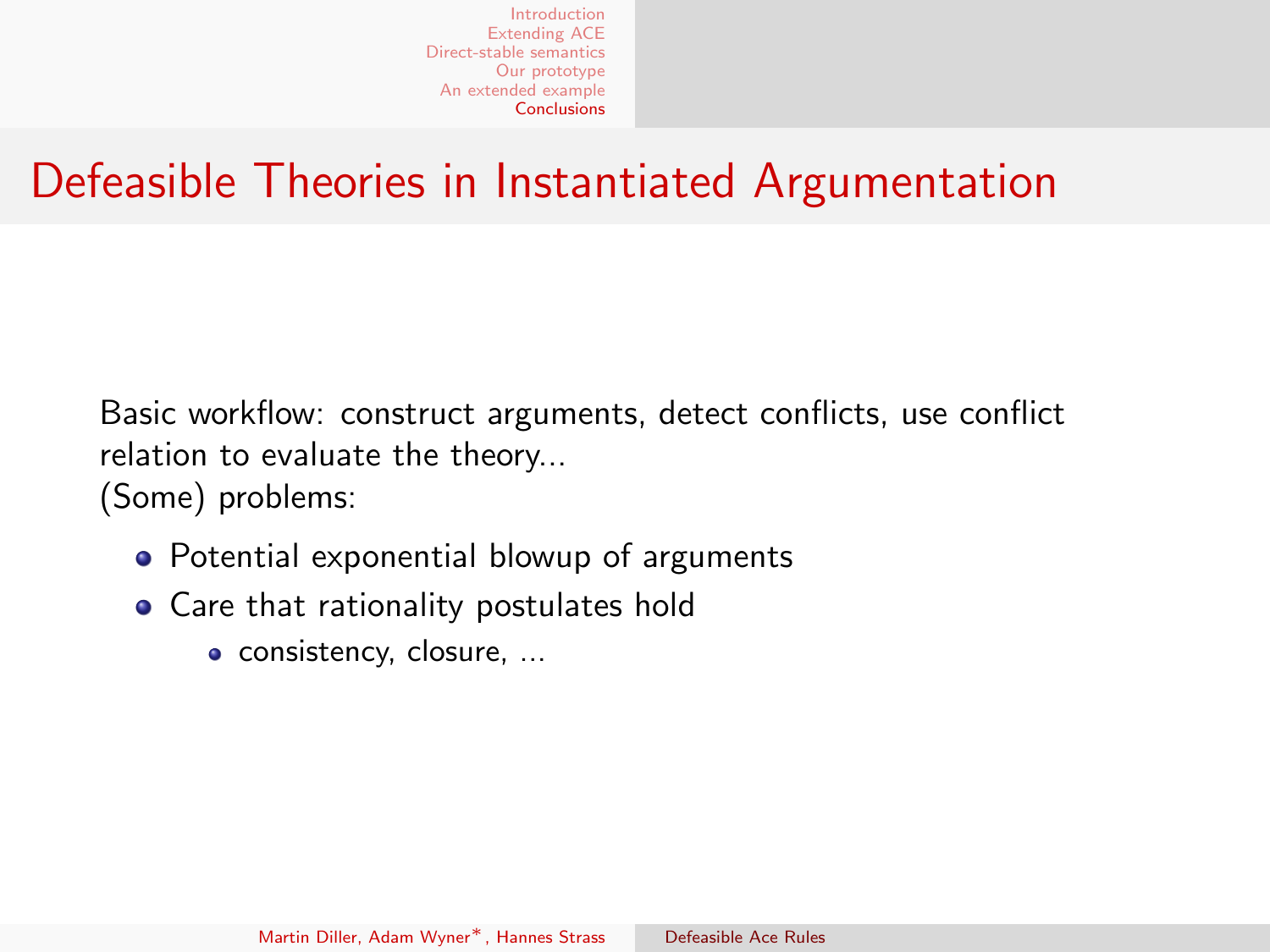# Defeasible Theories in Instantiated Argumentation

Basic workflow: construct arguments, detect conflicts, use conflict relation to evaluate the theory...
(Some) problems:

- Potential exponential blowup of arguments
- Care that rationality postulates hold
  - consistency, closure, ...